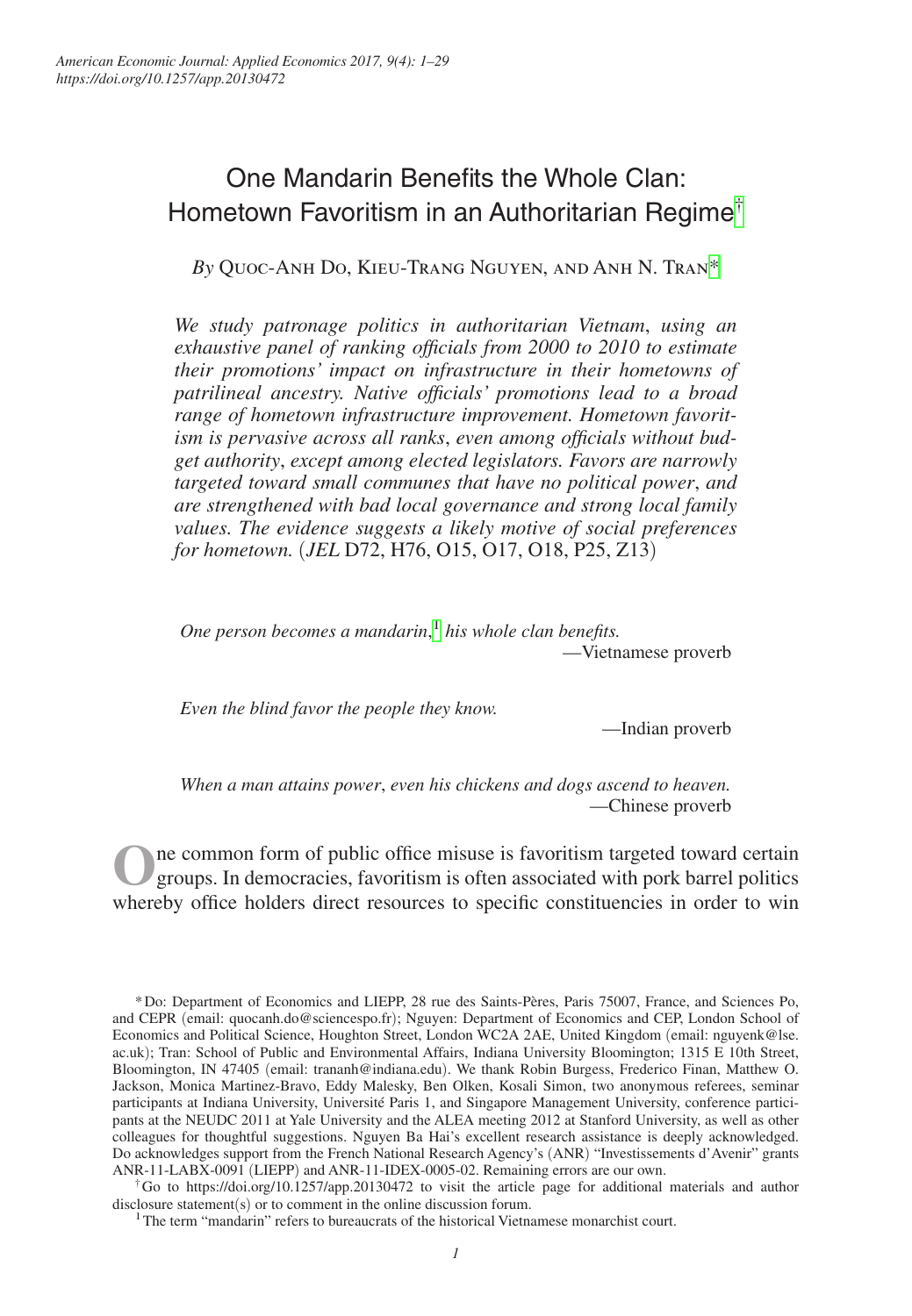# One Mandarin Benefits the Whole Clan: Hometown Favoritism in an Authoritarian Regime[†]

*By* Quoc-Anh Do, Kieu-Trang Nguyen, and Anh N. Tran[*]

*We study patronage politics in authoritarian Vietnam, using an exhaustive panel of ranking officials from 2000 to 2010 to estimate their promotions' impact on infrastructure in their hometowns of patrilineal ancestry. Native officials' promotions lead to a broad range of hometown infrastructure improvement. Hometown favoritism is pervasive across all ranks, even among officials without budget authority, except among elected legislators. Favors are narrowly targeted toward small communes that have no political power, and are strengthened with bad local governance and strong local family values. The evidence suggests a likely motive of social preferences for hometown.* (*JEL* D72, H76, O15, O17, O18, P25, Z13)

> *One person becomes a mandarin,*[1] *his whole clan benefits.*
> —Vietnamese proverb

> *Even the blind favor the people they know.*
> —Indian proverb

> *When a man attains power, even his chickens and dogs ascend to heaven.*
> —Chinese proverb

One common form of public office misuse is favoritism targeted toward certain groups. In democracies, favoritism is often associated with pork barrel politics whereby office holders direct resources to specific constituencies in order to win

---

[*] Do: Department of Economics and LIEPP, 28 rue des Saints-Pères, Paris 75007, France, and Sciences Po, and CEPR (email: quocanh.do@sciencespo.fr); Nguyen: Department of Economics and CEP, London School of Economics and Political Science, Houghton Street, London WC2A 2AE, United Kingdom (email: nguyenk@lse.ac.uk); Tran: School of Public and Environmental Affairs, Indiana University Bloomington; 1315 E 10th Street, Bloomington, IN 47405 (email: trananh@indiana.edu). We thank Robin Burgess, Frederico Finan, Matthew O. Jackson, Monica Martinez-Bravo, Eddy Malesky, Ben Olken, Kosali Simon, two anonymous referees, seminar participants at Indiana University, Université Paris 1, and Singapore Management University, conference participants at the NEUDC 2011 at Yale University and the ALEA meeting 2012 at Stanford University, as well as other colleagues for thoughtful suggestions. Nguyen Ba Hai's excellent research assistance is deeply acknowledged. Do acknowledges support from the French National Research Agency's (ANR) "Investissements d'Avenir" grants ANR-11-LABX-0091 (LIEPP) and ANR-11-IDEX-0005-02. Remaining errors are our own.

[†] Go to https://doi.org/10.1257/app.20130472 to visit the article page for additional materials and author disclosure statement(s) or to comment in the online discussion forum.

[1] The term "mandarin" refers to bureaucrats of the historical Vietnamese monarchist court.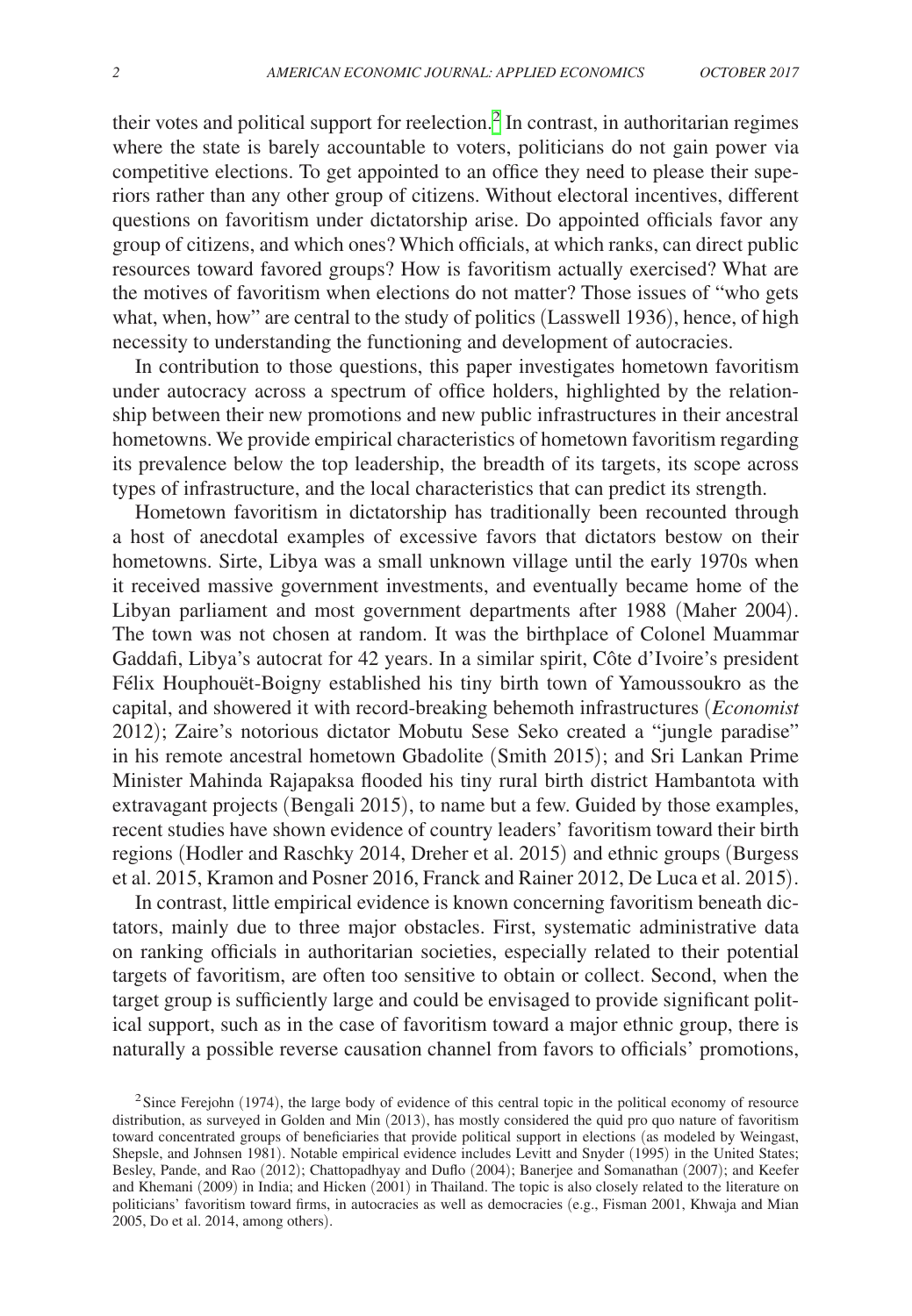their votes and political support for reelection.[2] In contrast, in authoritarian regimes where the state is barely accountable to voters, politicians do not gain power via competitive elections. To get appointed to an office they need to please their superiors rather than any other group of citizens. Without electoral incentives, different questions on favoritism under dictatorship arise. Do appointed officials favor any group of citizens, and which ones? Which officials, at which ranks, can direct public resources toward favored groups? How is favoritism actually exercised? What are the motives of favoritism when elections do not matter? Those issues of "who gets what, when, how" are central to the study of politics (Lasswell 1936), hence, of high necessity to understanding the functioning and development of autocracies.

In contribution to those questions, this paper investigates hometown favoritism under autocracy across a spectrum of office holders, highlighted by the relationship between their new promotions and new public infrastructures in their ancestral hometowns. We provide empirical characteristics of hometown favoritism regarding its prevalence below the top leadership, the breadth of its targets, its scope across types of infrastructure, and the local characteristics that can predict its strength.

Hometown favoritism in dictatorship has traditionally been recounted through a host of anecdotal examples of excessive favors that dictators bestow on their hometowns. Sirte, Libya was a small unknown village until the early 1970s when it received massive government investments, and eventually became home of the Libyan parliament and most government departments after 1988 (Maher 2004). The town was not chosen at random. It was the birthplace of Colonel Muammar Gaddafi, Libya's autocrat for 42 years. In a similar spirit, Côte d'Ivoire's president Félix Houphouët-Boigny established his tiny birth town of Yamoussoukro as the capital, and showered it with record-breaking behemoth infrastructures (*Economist* 2012); Zaire's notorious dictator Mobutu Sese Seko created a "jungle paradise" in his remote ancestral hometown Gbadolite (Smith 2015); and Sri Lankan Prime Minister Mahinda Rajapaksa flooded his tiny rural birth district Hambantota with extravagant projects (Bengali 2015), to name but a few. Guided by those examples, recent studies have shown evidence of country leaders' favoritism toward their birth regions (Hodler and Raschky 2014, Dreher et al. 2015) and ethnic groups (Burgess et al. 2015, Kramon and Posner 2016, Franck and Rainer 2012, De Luca et al. 2015).

In contrast, little empirical evidence is known concerning favoritism beneath dictators, mainly due to three major obstacles. First, systematic administrative data on ranking officials in authoritarian societies, especially related to their potential targets of favoritism, are often too sensitive to obtain or collect. Second, when the target group is sufficiently large and could be envisaged to provide significant political support, such as in the case of favoritism toward a major ethnic group, there is naturally a possible reverse causation channel from favors to officials' promotions,

[2] Since Ferejohn (1974), the large body of evidence of this central topic in the political economy of resource distribution, as surveyed in Golden and Min (2013), has mostly considered the quid pro quo nature of favoritism toward concentrated groups of beneficiaries that provide political support in elections (as modeled by Weingast, Shepsle, and Johnsen 1981). Notable empirical evidence includes Levitt and Snyder (1995) in the United States; Besley, Pande, and Rao (2012); Chattopadhyay and Duflo (2004); Banerjee and Somanathan (2007); and Keefer and Khemani (2009) in India; and Hicken (2001) in Thailand. The topic is also closely related to the literature on politicians' favoritism toward firms, in autocracies as well as democracies (e.g., Fisman 2001, Khwaja and Mian 2005, Do et al. 2014, among others).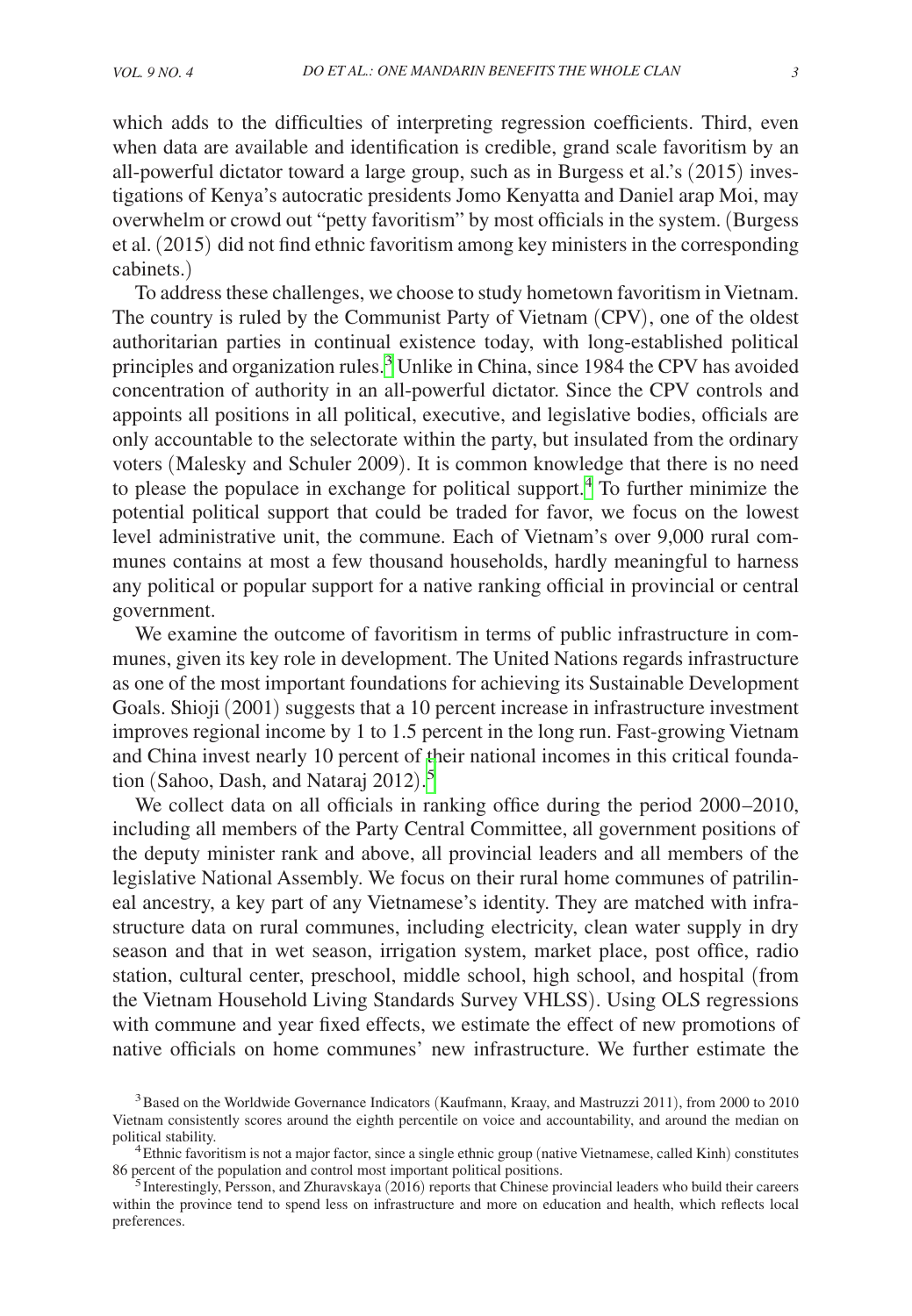which adds to the difficulties of interpreting regression coefficients. Third, even when data are available and identification is credible, grand scale favoritism by an all-powerful dictator toward a large group, such as in Burgess et al.'s (2015) investigations of Kenya's autocratic presidents Jomo Kenyatta and Daniel arap Moi, may overwhelm or crowd out "petty favoritism" by most officials in the system. (Burgess et al. (2015) did not find ethnic favoritism among key ministers in the corresponding cabinets.)

To address these challenges, we choose to study hometown favoritism in Vietnam. The country is ruled by the Communist Party of Vietnam (CPV), one of the oldest authoritarian parties in continual existence today, with long-established political principles and organization rules.[3] Unlike in China, since 1984 the CPV has avoided concentration of authority in an all-powerful dictator. Since the CPV controls and appoints all positions in all political, executive, and legislative bodies, officials are only accountable to the selectorate within the party, but insulated from the ordinary voters (Malesky and Schuler 2009). It is common knowledge that there is no need to please the populace in exchange for political support.[4] To further minimize the potential political support that could be traded for favor, we focus on the lowest level administrative unit, the commune. Each of Vietnam's over 9,000 rural communes contains at most a few thousand households, hardly meaningful to harness any political or popular support for a native ranking official in provincial or central government.

We examine the outcome of favoritism in terms of public infrastructure in communes, given its key role in development. The United Nations regards infrastructure as one of the most important foundations for achieving its Sustainable Development Goals. Shioji (2001) suggests that a 10 percent increase in infrastructure investment improves regional income by 1 to 1.5 percent in the long run. Fast-growing Vietnam and China invest nearly 10 percent of their national incomes in this critical foundation (Sahoo, Dash, and Nataraj 2012).[5]

We collect data on all officials in ranking office during the period 2000–2010, including all members of the Party Central Committee, all government positions of the deputy minister rank and above, all provincial leaders and all members of the legislative National Assembly. We focus on their rural home communes of patrilineal ancestry, a key part of any Vietnamese's identity. They are matched with infrastructure data on rural communes, including electricity, clean water supply in dry season and that in wet season, irrigation system, market place, post office, radio station, cultural center, preschool, middle school, high school, and hospital (from the Vietnam Household Living Standards Survey VHLSS). Using OLS regressions with commune and year fixed effects, we estimate the effect of new promotions of native officials on home communes' new infrastructure. We further estimate the

[3] Based on the Worldwide Governance Indicators (Kaufmann, Kraay, and Mastruzzi 2011), from 2000 to 2010 Vietnam consistently scores around the eighth percentile on voice and accountability, and around the median on political stability.

[4] Ethnic favoritism is not a major factor, since a single ethnic group (native Vietnamese, called Kinh) constitutes 86 percent of the population and control most important political positions.

[5] Interestingly, Persson, and Zhuravskaya (2016) reports that Chinese provincial leaders who build their careers within the province tend to spend less on infrastructure and more on education and health, which reflects local preferences.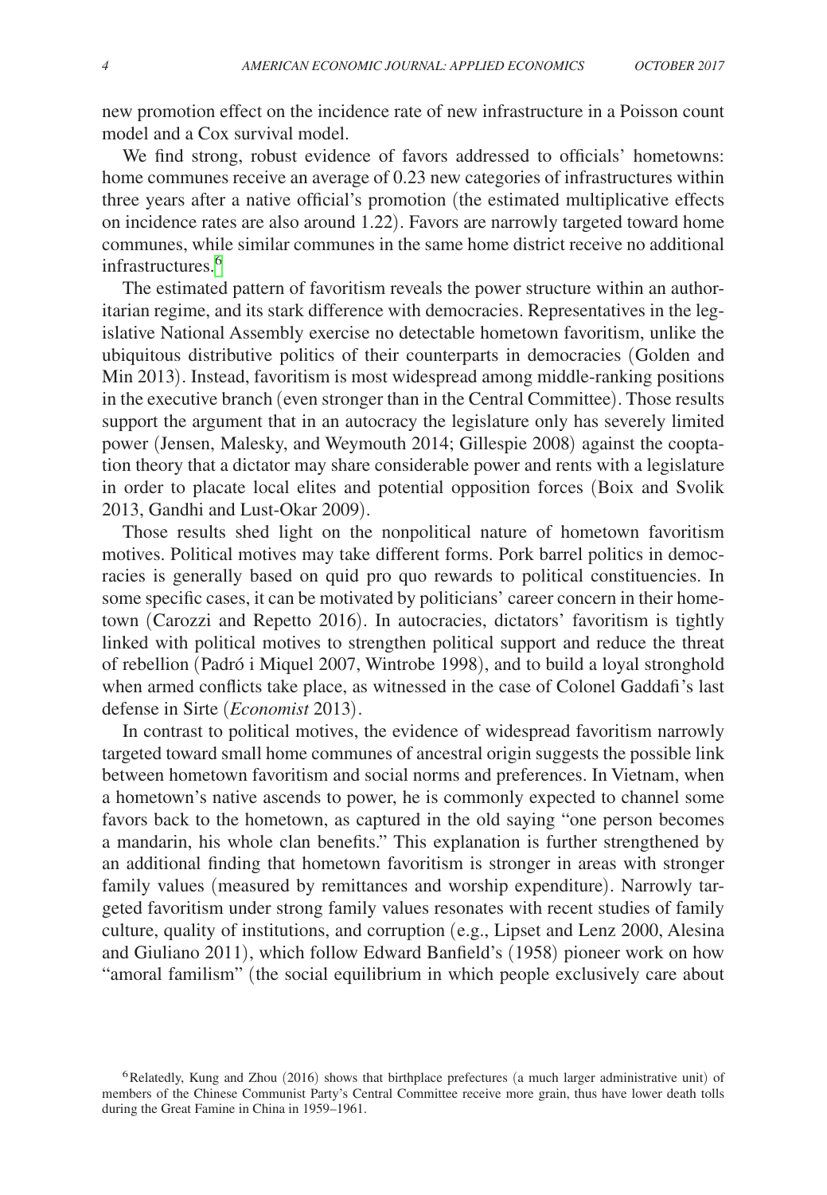new promotion effect on the incidence rate of new infrastructure in a Poisson count model and a Cox survival model.

We find strong, robust evidence of favors addressed to officials' hometowns: home communes receive an average of 0.23 new categories of infrastructures within three years after a native official's promotion (the estimated multiplicative effects on incidence rates are also around 1.22). Favors are narrowly targeted toward home communes, while similar communes in the same home district receive no additional infrastructures.[6]

The estimated pattern of favoritism reveals the power structure within an authoritarian regime, and its stark difference with democracies. Representatives in the legislative National Assembly exercise no detectable hometown favoritism, unlike the ubiquitous distributive politics of their counterparts in democracies (Golden and Min 2013). Instead, favoritism is most widespread among middle-ranking positions in the executive branch (even stronger than in the Central Committee). Those results support the argument that in an autocracy the legislature only has severely limited power (Jensen, Malesky, and Weymouth 2014; Gillespie 2008) against the cooptation theory that a dictator may share considerable power and rents with a legislature in order to placate local elites and potential opposition forces (Boix and Svolik 2013, Gandhi and Lust-Okar 2009).

Those results shed light on the nonpolitical nature of hometown favoritism motives. Political motives may take different forms. Pork barrel politics in democracies is generally based on quid pro quo rewards to political constituencies. In some specific cases, it can be motivated by politicians' career concern in their hometown (Carozzi and Repetto 2016). In autocracies, dictators' favoritism is tightly linked with political motives to strengthen political support and reduce the threat of rebellion (Padró i Miquel 2007, Wintrobe 1998), and to build a loyal stronghold when armed conflicts take place, as witnessed in the case of Colonel Gaddafi's last defense in Sirte (*Economist* 2013).

In contrast to political motives, the evidence of widespread favoritism narrowly targeted toward small home communes of ancestral origin suggests the possible link between hometown favoritism and social norms and preferences. In Vietnam, when a hometown's native ascends to power, he is commonly expected to channel some favors back to the hometown, as captured in the old saying "one person becomes a mandarin, his whole clan benefits." This explanation is further strengthened by an additional finding that hometown favoritism is stronger in areas with stronger family values (measured by remittances and worship expenditure). Narrowly targeted favoritism under strong family values resonates with recent studies of family culture, quality of institutions, and corruption (e.g., Lipset and Lenz 2000, Alesina and Giuliano 2011), which follow Edward Banfield's (1958) pioneer work on how "amoral familism" (the social equilibrium in which people exclusively care about

[6] Relatedly, Kung and Zhou (2016) shows that birthplace prefectures (a much larger administrative unit) of members of the Chinese Communist Party's Central Committee receive more grain, thus have lower death tolls during the Great Famine in China in 1959–1961.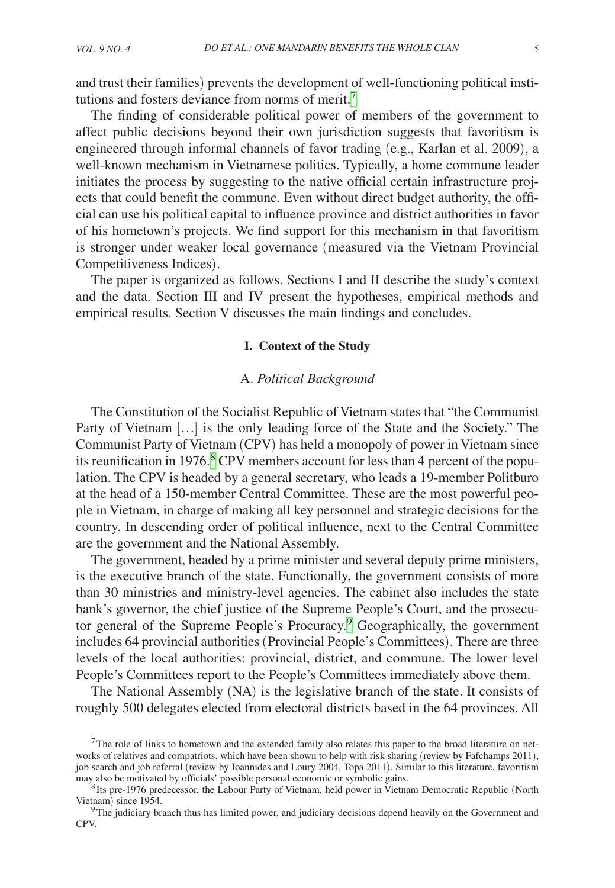and trust their families) prevents the development of well-functioning political institutions and fosters deviance from norms of merit.[7]

The finding of considerable political power of members of the government to affect public decisions beyond their own jurisdiction suggests that favoritism is engineered through informal channels of favor trading (e.g., Karlan et al. 2009), a well-known mechanism in Vietnamese politics. Typically, a home commune leader initiates the process by suggesting to the native official certain infrastructure projects that could benefit the commune. Even without direct budget authority, the official can use his political capital to influence province and district authorities in favor of his hometown's projects. We find support for this mechanism in that favoritism is stronger under weaker local governance (measured via the Vietnam Provincial Competitiveness Indices).

The paper is organized as follows. Sections I and II describe the study's context and the data. Section III and IV present the hypotheses, empirical methods and empirical results. Section V discusses the main findings and concludes.

## I. Context of the Study

### A. *Political Background*

The Constitution of the Socialist Republic of Vietnam states that "the Communist Party of Vietnam […] is the only leading force of the State and the Society." The Communist Party of Vietnam (CPV) has held a monopoly of power in Vietnam since its reunification in 1976.[8] CPV members account for less than 4 percent of the population. The CPV is headed by a general secretary, who leads a 19-member Politburo at the head of a 150-member Central Committee. These are the most powerful people in Vietnam, in charge of making all key personnel and strategic decisions for the country. In descending order of political influence, next to the Central Committee are the government and the National Assembly.

The government, headed by a prime minister and several deputy prime ministers, is the executive branch of the state. Functionally, the government consists of more than 30 ministries and ministry-level agencies. The cabinet also includes the state bank's governor, the chief justice of the Supreme People's Court, and the prosecutor general of the Supreme People's Procuracy.[9] Geographically, the government includes 64 provincial authorities (Provincial People's Committees). There are three levels of the local authorities: provincial, district, and commune. The lower level People's Committees report to the People's Committees immediately above them.

The National Assembly (NA) is the legislative branch of the state. It consists of roughly 500 delegates elected from electoral districts based in the 64 provinces. All

[7] The role of links to hometown and the extended family also relates this paper to the broad literature on networks of relatives and compatriots, which have been shown to help with risk sharing (review by Fafchamps 2011), job search and job referral (review by Ioannides and Loury 2004, Topa 2011). Similar to this literature, favoritism may also be motivated by officials' possible personal economic or symbolic gains.

[8] Its pre-1976 predecessor, the Labour Party of Vietnam, held power in Vietnam Democratic Republic (North Vietnam) since 1954.

[9] The judiciary branch thus has limited power, and judiciary decisions depend heavily on the Government and CPV.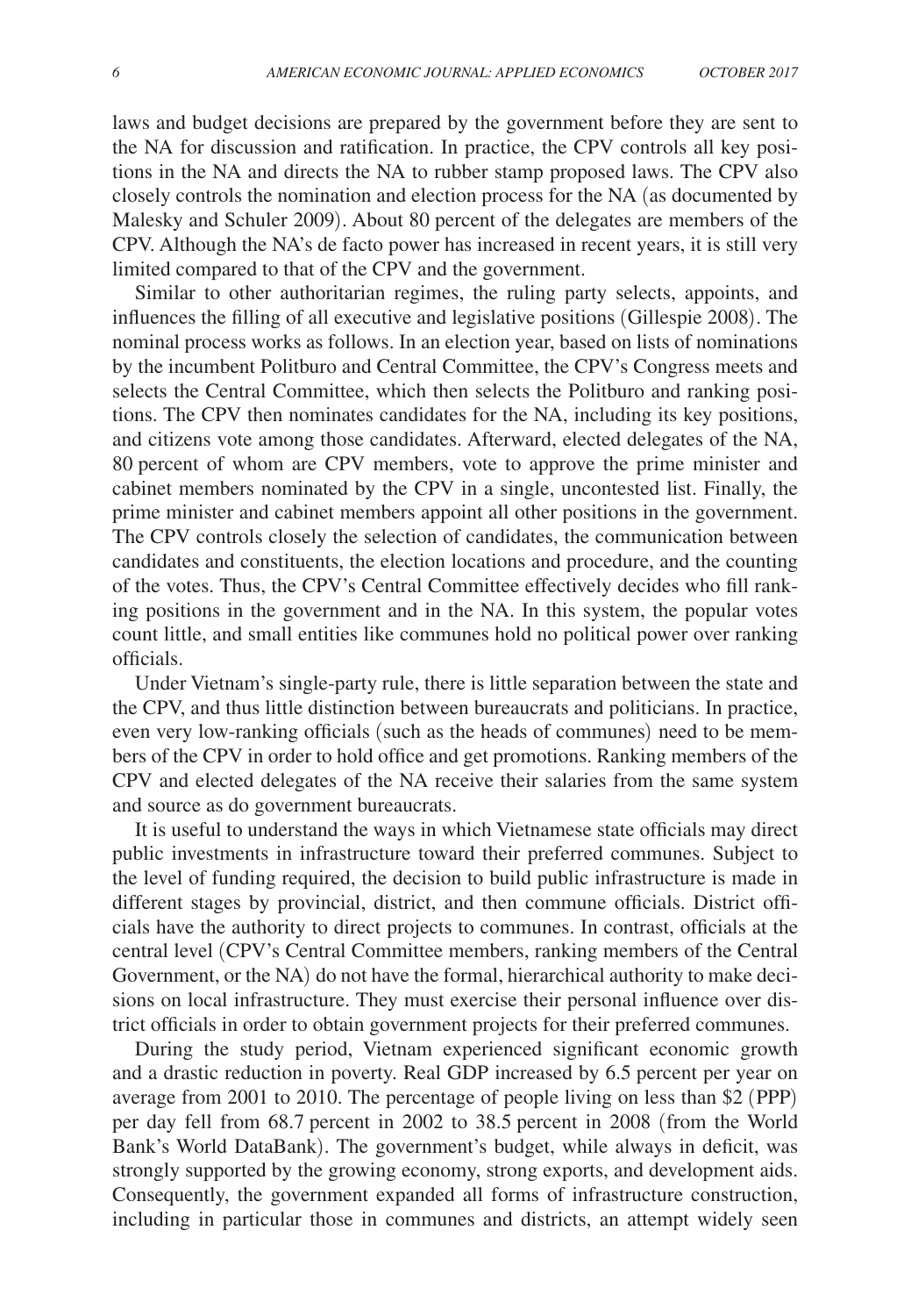laws and budget decisions are prepared by the government before they are sent to the NA for discussion and ratification. In practice, the CPV controls all key positions in the NA and directs the NA to rubber stamp proposed laws. The CPV also closely controls the nomination and election process for the NA (as documented by Malesky and Schuler 2009). About 80 percent of the delegates are members of the CPV. Although the NA's de facto power has increased in recent years, it is still very limited compared to that of the CPV and the government.

Similar to other authoritarian regimes, the ruling party selects, appoints, and influences the filling of all executive and legislative positions (Gillespie 2008). The nominal process works as follows. In an election year, based on lists of nominations by the incumbent Politburo and Central Committee, the CPV's Congress meets and selects the Central Committee, which then selects the Politburo and ranking positions. The CPV then nominates candidates for the NA, including its key positions, and citizens vote among those candidates. Afterward, elected delegates of the NA, 80 percent of whom are CPV members, vote to approve the prime minister and cabinet members nominated by the CPV in a single, uncontested list. Finally, the prime minister and cabinet members appoint all other positions in the government. The CPV controls closely the selection of candidates, the communication between candidates and constituents, the election locations and procedure, and the counting of the votes. Thus, the CPV's Central Committee effectively decides who fill ranking positions in the government and in the NA. In this system, the popular votes count little, and small entities like communes hold no political power over ranking officials.

Under Vietnam's single-party rule, there is little separation between the state and the CPV, and thus little distinction between bureaucrats and politicians. In practice, even very low-ranking officials (such as the heads of communes) need to be members of the CPV in order to hold office and get promotions. Ranking members of the CPV and elected delegates of the NA receive their salaries from the same system and source as do government bureaucrats.

It is useful to understand the ways in which Vietnamese state officials may direct public investments in infrastructure toward their preferred communes. Subject to the level of funding required, the decision to build public infrastructure is made in different stages by provincial, district, and then commune officials. District officials have the authority to direct projects to communes. In contrast, officials at the central level (CPV's Central Committee members, ranking members of the Central Government, or the NA) do not have the formal, hierarchical authority to make decisions on local infrastructure. They must exercise their personal influence over district officials in order to obtain government projects for their preferred communes.

During the study period, Vietnam experienced significant economic growth and a drastic reduction in poverty. Real GDP increased by 6.5 percent per year on average from 2001 to 2010. The percentage of people living on less than \$2 (PPP) per day fell from 68.7 percent in 2002 to 38.5 percent in 2008 (from the World Bank's World DataBank). The government's budget, while always in deficit, was strongly supported by the growing economy, strong exports, and development aids. Consequently, the government expanded all forms of infrastructure construction, including in particular those in communes and districts, an attempt widely seen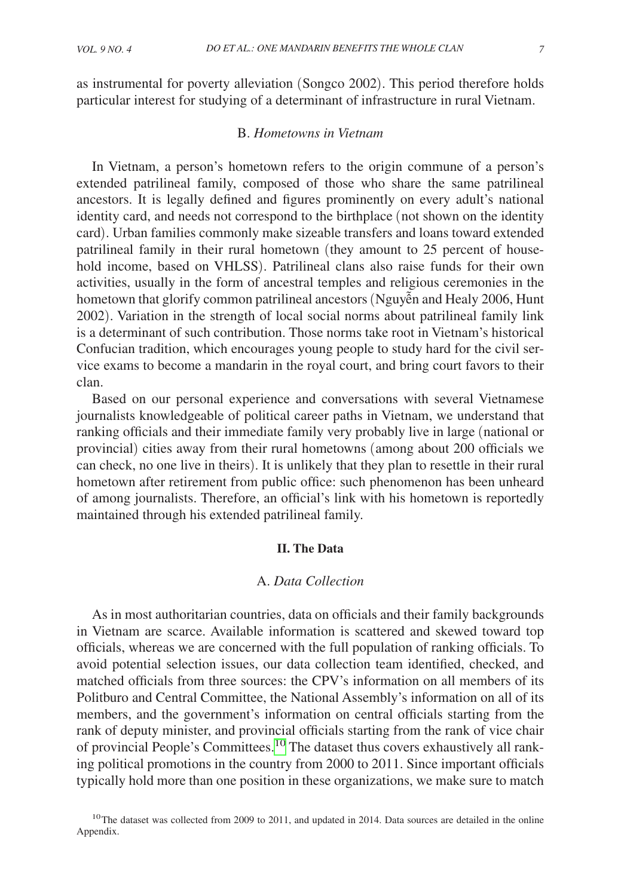as instrumental for poverty alleviation (Songco 2002). This period therefore holds particular interest for studying of a determinant of infrastructure in rural Vietnam.

### B. *Hometowns in Vietnam*

In Vietnam, a person's hometown refers to the origin commune of a person's extended patrilineal family, composed of those who share the same patrilineal ancestors. It is legally defined and figures prominently on every adult's national identity card, and needs not correspond to the birthplace (not shown on the identity card). Urban families commonly make sizeable transfers and loans toward extended patrilineal family in their rural hometown (they amount to 25 percent of household income, based on VHLSS). Patrilineal clans also raise funds for their own activities, usually in the form of ancestral temples and religious ceremonies in the hometown that glorify common patrilineal ancestors (Nguyễn and Healy 2006, Hunt 2002). Variation in the strength of local social norms about patrilineal family link is a determinant of such contribution. Those norms take root in Vietnam's historical Confucian tradition, which encourages young people to study hard for the civil service exams to become a mandarin in the royal court, and bring court favors to their clan.

Based on our personal experience and conversations with several Vietnamese journalists knowledgeable of political career paths in Vietnam, we understand that ranking officials and their immediate family very probably live in large (national or provincial) cities away from their rural hometowns (among about 200 officials we can check, no one live in theirs). It is unlikely that they plan to resettle in their rural hometown after retirement from public office: such phenomenon has been unheard of among journalists. Therefore, an official's link with his hometown is reportedly maintained through his extended patrilineal family.

## II. The Data

### A. *Data Collection*

As in most authoritarian countries, data on officials and their family backgrounds in Vietnam are scarce. Available information is scattered and skewed toward top officials, whereas we are concerned with the full population of ranking officials. To avoid potential selection issues, our data collection team identified, checked, and matched officials from three sources: the CPV's information on all members of its Politburo and Central Committee, the National Assembly's information on all of its members, and the government's information on central officials starting from the rank of deputy minister, and provincial officials starting from the rank of vice chair of provincial People's Committees.[10] The dataset thus covers exhaustively all ranking political promotions in the country from 2000 to 2011. Since important officials typically hold more than one position in these organizations, we make sure to match

[10] The dataset was collected from 2009 to 2011, and updated in 2014. Data sources are detailed in the online Appendix.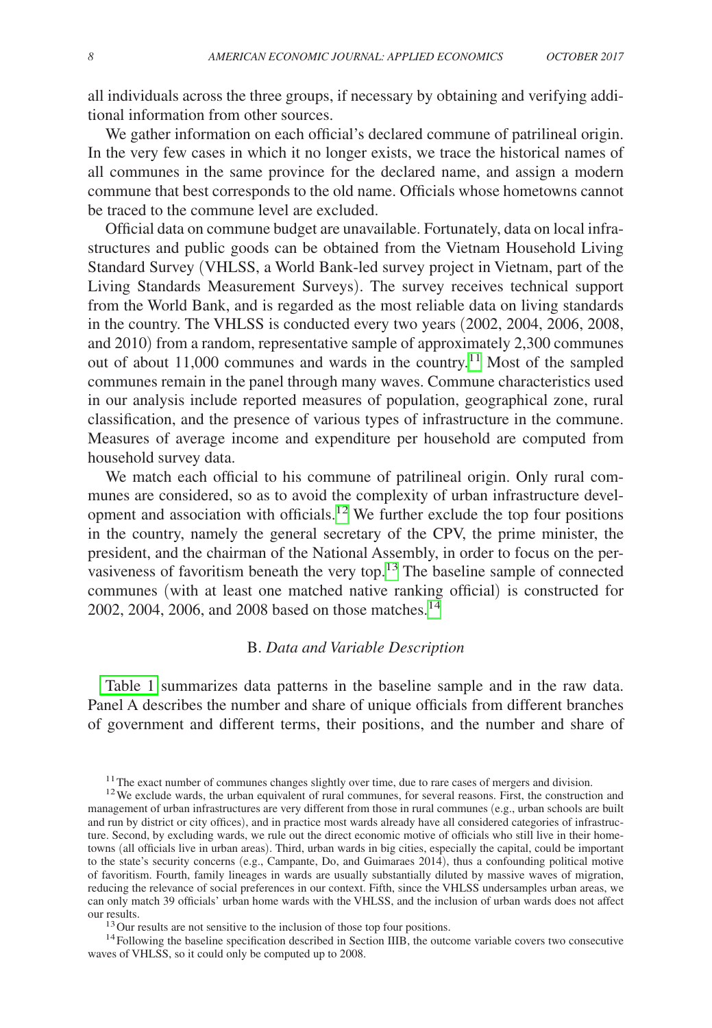all individuals across the three groups, if necessary by obtaining and verifying additional information from other sources.

We gather information on each official's declared commune of patrilineal origin. In the very few cases in which it no longer exists, we trace the historical names of all communes in the same province for the declared name, and assign a modern commune that best corresponds to the old name. Officials whose hometowns cannot be traced to the commune level are excluded.

Official data on commune budget are unavailable. Fortunately, data on local infrastructures and public goods can be obtained from the Vietnam Household Living Standard Survey (VHLSS, a World Bank-led survey project in Vietnam, part of the Living Standards Measurement Surveys). The survey receives technical support from the World Bank, and is regarded as the most reliable data on living standards in the country. The VHLSS is conducted every two years (2002, 2004, 2006, 2008, and 2010) from a random, representative sample of approximately 2,300 communes out of about 11,000 communes and wards in the country.[11] Most of the sampled communes remain in the panel through many waves. Commune characteristics used in our analysis include reported measures of population, geographical zone, rural classification, and the presence of various types of infrastructure in the commune. Measures of average income and expenditure per household are computed from household survey data.

We match each official to his commune of patrilineal origin. Only rural communes are considered, so as to avoid the complexity of urban infrastructure development and association with officials.[12] We further exclude the top four positions in the country, namely the general secretary of the CPV, the prime minister, the president, and the chairman of the National Assembly, in order to focus on the pervasiveness of favoritism beneath the very top.[13] The baseline sample of connected communes (with at least one matched native ranking official) is constructed for 2002, 2004, 2006, and 2008 based on those matches.[14]

### B. *Data and Variable Description*

Table 1 summarizes data patterns in the baseline sample and in the raw data. Panel A describes the number and share of unique officials from different branches of government and different terms, their positions, and the number and share of

[11] The exact number of communes changes slightly over time, due to rare cases of mergers and division.

[12] We exclude wards, the urban equivalent of rural communes, for several reasons. First, the construction and management of urban infrastructures are very different from those in rural communes (e.g., urban schools are built and run by district or city offices), and in practice most wards already have all considered categories of infrastructure. Second, by excluding wards, we rule out the direct economic motive of officials who still live in their hometowns (all officials live in urban areas). Third, urban wards in big cities, especially the capital, could be important to the state's security concerns (e.g., Campante, Do, and Guimaraes 2014), thus a confounding political motive of favoritism. Fourth, family lineages in wards are usually substantially diluted by massive waves of migration, reducing the relevance of social preferences in our context. Fifth, since the VHLSS undersamples urban areas, we can only match 39 officials' urban home wards with the VHLSS, and the inclusion of urban wards does not affect our results.

[13] Our results are not sensitive to the inclusion of those top four positions.

[14] Following the baseline specification described in Section IIIB, the outcome variable covers two consecutive waves of VHLSS, so it could only be computed up to 2008.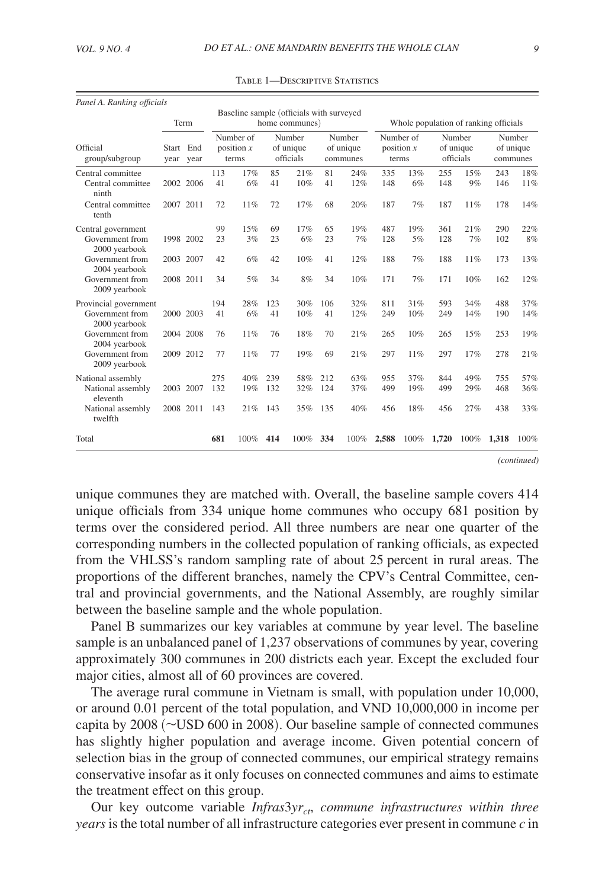Table 1—Descriptive Statistics

*Panel A. Ranking officials*

| Official group/subgroup | Term | | Baseline sample (officials with surveyed home communes) | | | | | | Whole population of ranking officials | | | | | |
|---|---|---|---|---|---|---|---|---|---|---|---|---|---|---|
| | Start year | End year | Number of position *x* terms | | Number of unique officials | | Number of unique communes | | Number of position *x* terms | | Number of unique officials | | Number of unique communes | |
| Central committee | | | 113 | 17% | 85 | 21% | 81 | 24% | 335 | 13% | 255 | 15% | 243 | 18% |
| Central committee ninth | 2002 | 2006 | 41 | 6% | 41 | 10% | 41 | 12% | 148 | 6% | 148 | 9% | 146 | 11% |
| Central committee tenth | 2007 | 2011 | 72 | 11% | 72 | 17% | 68 | 20% | 187 | 7% | 187 | 11% | 178 | 14% |
| Central government | | | 99 | 15% | 69 | 17% | 65 | 19% | 487 | 19% | 361 | 21% | 290 | 22% |
| Government from 2000 yearbook | 1998 | 2002 | 23 | 3% | 23 | 6% | 23 | 7% | 128 | 5% | 128 | 7% | 102 | 8% |
| Government from 2004 yearbook | 2003 | 2007 | 42 | 6% | 42 | 10% | 41 | 12% | 188 | 7% | 188 | 11% | 173 | 13% |
| Government from 2009 yearbook | 2008 | 2011 | 34 | 5% | 34 | 8% | 34 | 10% | 171 | 7% | 171 | 10% | 162 | 12% |
| Provincial government | | | 194 | 28% | 123 | 30% | 106 | 32% | 811 | 31% | 593 | 34% | 488 | 37% |
| Government from 2000 yearbook | 2000 | 2003 | 41 | 6% | 41 | 10% | 41 | 12% | 249 | 10% | 249 | 14% | 190 | 14% |
| Government from 2004 yearbook | 2004 | 2008 | 76 | 11% | 76 | 18% | 70 | 21% | 265 | 10% | 265 | 15% | 253 | 19% |
| Government from 2009 yearbook | 2009 | 2012 | 77 | 11% | 77 | 19% | 69 | 21% | 297 | 11% | 297 | 17% | 278 | 21% |
| National assembly | | | 275 | 40% | 239 | 58% | 212 | 63% | 955 | 37% | 844 | 49% | 755 | 57% |
| National assembly eleventh | 2003 | 2007 | 132 | 19% | 132 | 32% | 124 | 37% | 499 | 19% | 499 | 29% | 468 | 36% |
| National assembly twelfth | 2008 | 2011 | 143 | 21% | 143 | 35% | 135 | 40% | 456 | 18% | 456 | 27% | 438 | 33% |
| Total | | | **681** | 100% | **414** | 100% | **334** | 100% | **2,588** | 100% | **1,720** | 100% | **1,318** | 100% |

*(continued)*

unique communes they are matched with. Overall, the baseline sample covers 414 unique officials from 334 unique home communes who occupy 681 position by terms over the considered period. All three numbers are near one quarter of the corresponding numbers in the collected population of ranking officials, as expected from the VHLSS's random sampling rate of about 25 percent in rural areas. The proportions of the different branches, namely the CPV's Central Committee, central and provincial governments, and the National Assembly, are roughly similar between the baseline sample and the whole population.

Panel B summarizes our key variables at commune by year level. The baseline sample is an unbalanced panel of 1,237 observations of communes by year, covering approximately 300 communes in 200 districts each year. Except the excluded four major cities, almost all of 60 provinces are covered.

The average rural commune in Vietnam is small, with population under 10,000, or around 0.01 percent of the total population, and VND 10,000,000 in income per capita by 2008 (~USD 600 in 2008). Our baseline sample of connected communes has slightly higher population and average income. Given potential concern of selection bias in the group of connected communes, our empirical strategy remains conservative insofar as it only focuses on connected communes and aims to estimate the treatment effect on this group.

Our key outcome variable $Infras3yr_{ct}$, *commune infrastructures within three years* is the total number of all infrastructure categories ever present in commune $c$ in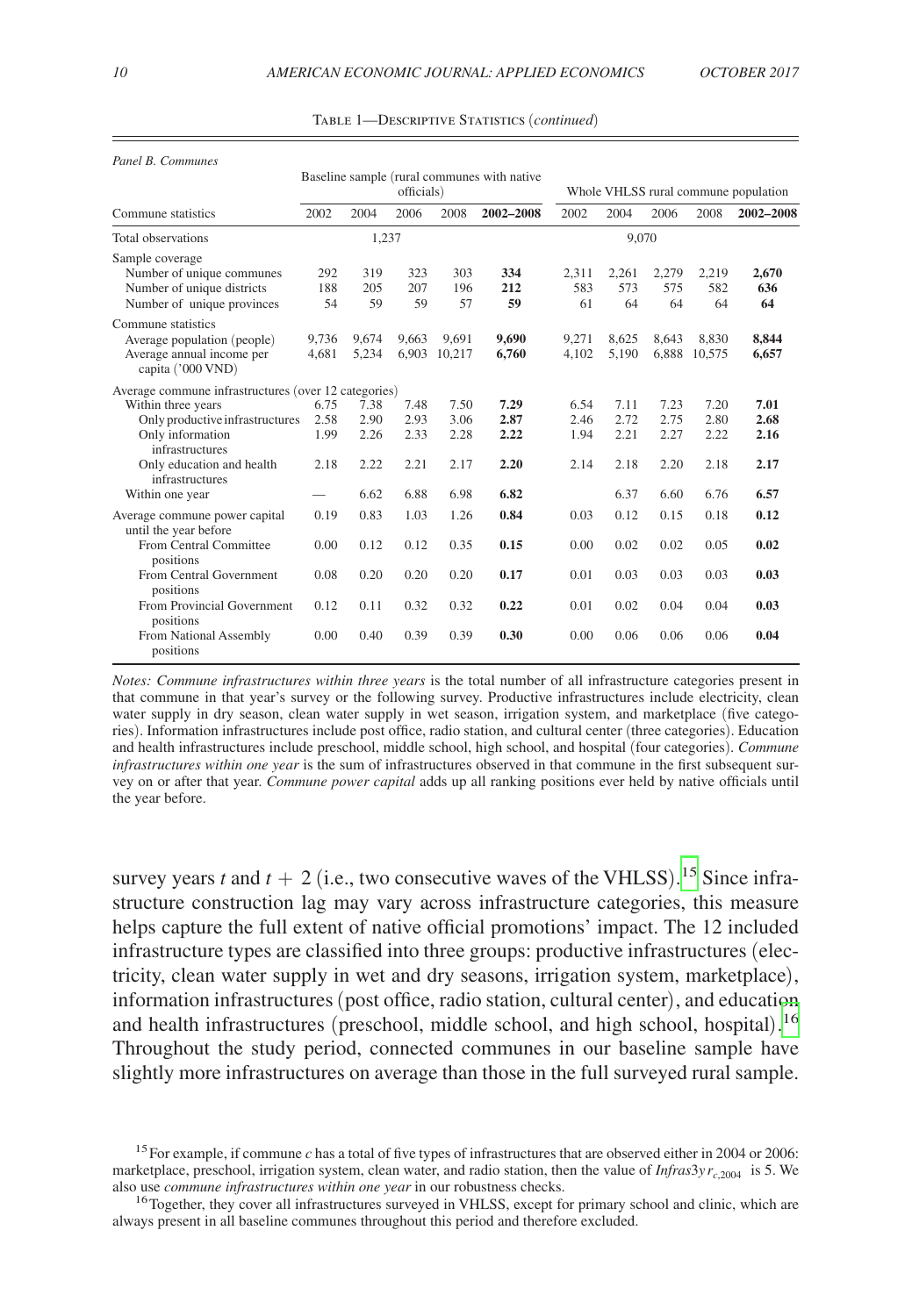Table 1—Descriptive Statistics (*continued*)

*Panel B. Communes*

| Commune statistics | Baseline sample (rural communes with native officials) | | | | | Whole VHLSS rural commune population | | | | |
|---|---|---|---|---|---|---|---|---|---|---|
| | 2002 | 2004 | 2006 | 2008 | **2002–2008** | 2002 | 2004 | 2006 | 2008 | **2002–2008** |
| Total observations | | | 1,237 | | | | | 9,070 | | |
| Sample coverage | | | | | | | | | | |
| Number of unique communes | 292 | 319 | 323 | 303 | **334** | 2,311 | 2,261 | 2,279 | 2,219 | **2,670** |
| Number of unique districts | 188 | 205 | 207 | 196 | **212** | 583 | 573 | 575 | 582 | **636** |
| Number of unique provinces | 54 | 59 | 59 | 57 | **59** | 61 | 64 | 64 | 64 | **64** |
| Commune statistics | | | | | | | | | | |
| Average population (people) | 9,736 | 9,674 | 9,663 | 9,691 | **9,690** | 9,271 | 8,625 | 8,643 | 8,830 | **8,844** |
| Average annual income per capita ('000 VND) | 4,681 | 5,234 | 6,903 | 10,217 | **6,760** | 4,102 | 5,190 | 6,888 | 10,575 | **6,657** |
| Average commune infrastructures (over 12 categories) | | | | | | | | | | |
| Within three years | 6.75 | 7.38 | 7.48 | 7.50 | **7.29** | 6.54 | 7.11 | 7.23 | 7.20 | **7.01** |
| Only productive infrastructures | 2.58 | 2.90 | 2.93 | 3.06 | **2.87** | 2.46 | 2.72 | 2.75 | 2.80 | **2.68** |
| Only information infrastructures | 1.99 | 2.26 | 2.33 | 2.28 | **2.22** | 1.94 | 2.21 | 2.27 | 2.22 | **2.16** |
| Only education and health infrastructures | 2.18 | 2.22 | 2.21 | 2.17 | **2.20** | 2.14 | 2.18 | 2.20 | 2.18 | **2.17** |
| Within one year | — | 6.62 | 6.88 | 6.98 | **6.82** | | 6.37 | 6.60 | 6.76 | **6.57** |
| Average commune power capital until the year before | 0.19 | 0.83 | 1.03 | 1.26 | **0.84** | 0.03 | 0.12 | 0.15 | 0.18 | **0.12** |
| From Central Committee positions | 0.00 | 0.12 | 0.12 | 0.35 | **0.15** | 0.00 | 0.02 | 0.02 | 0.05 | **0.02** |
| From Central Government positions | 0.08 | 0.20 | 0.20 | 0.20 | **0.17** | 0.01 | 0.03 | 0.03 | 0.03 | **0.03** |
| From Provincial Government positions | 0.12 | 0.11 | 0.32 | 0.32 | **0.22** | 0.01 | 0.02 | 0.04 | 0.04 | **0.03** |
| From National Assembly positions | 0.00 | 0.40 | 0.39 | 0.39 | **0.30** | 0.00 | 0.06 | 0.06 | 0.06 | **0.04** |

*Notes: Commune infrastructures within three years* is the total number of all infrastructure categories present in that commune in that year's survey or the following survey. Productive infrastructures include electricity, clean water supply in dry season, clean water supply in wet season, irrigation system, and marketplace (five categories). Information infrastructures include post office, radio station, and cultural center (three categories). Education and health infrastructures include preschool, middle school, high school, and hospital (four categories). *Commune infrastructures within one year* is the sum of infrastructures observed in that commune in the first subsequent survey on or after that year. *Commune power capital* adds up all ranking positions ever held by native officials until the year before.

survey years $t$ and $t + 2$ (i.e., two consecutive waves of the VHLSS).[15] Since infrastructure construction lag may vary across infrastructure categories, this measure helps capture the full extent of native official promotions' impact. The 12 included infrastructure types are classified into three groups: productive infrastructures (electricity, clean water supply in wet and dry seasons, irrigation system, marketplace), information infrastructures (post office, radio station, cultural center), and education and health infrastructures (preschool, middle school, and high school, hospital).[16] Throughout the study period, connected communes in our baseline sample have slightly more infrastructures on average than those in the full surveyed rural sample.

[15] For example, if commune $c$ has a total of five types of infrastructures that are observed either in 2004 or 2006: marketplace, preschool, irrigation system, clean water, and radio station, then the value of $Infras3yr_{c,2004}$ is 5. We also use *commune infrastructures within one year* in our robustness checks.

[16] Together, they cover all infrastructures surveyed in VHLSS, except for primary school and clinic, which are always present in all baseline communes throughout this period and therefore excluded.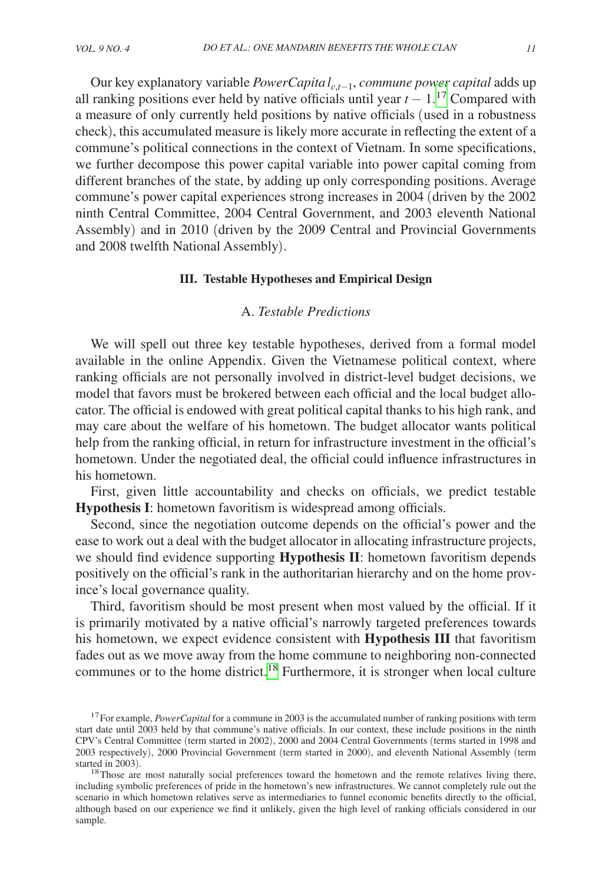Our key explanatory variable $PowerCapital_{c,t-1}$, *commune power capital* adds up all ranking positions ever held by native officials until year $t-1$.[17] Compared with a measure of only currently held positions by native officials (used in a robustness check), this accumulated measure is likely more accurate in reflecting the extent of a commune's political connections in the context of Vietnam. In some specifications, we further decompose this power capital variable into power capital coming from different branches of the state, by adding up only corresponding positions. Average commune's power capital experiences strong increases in 2004 (driven by the 2002 ninth Central Committee, 2004 Central Government, and 2003 eleventh National Assembly) and in 2010 (driven by the 2009 Central and Provincial Governments and 2008 twelfth National Assembly).

## III. Testable Hypotheses and Empirical Design

### A. *Testable Predictions*

We will spell out three key testable hypotheses, derived from a formal model available in the online Appendix. Given the Vietnamese political context, where ranking officials are not personally involved in district-level budget decisions, we model that favors must be brokered between each official and the local budget allocator. The official is endowed with great political capital thanks to his high rank, and may care about the welfare of his hometown. The budget allocator wants political help from the ranking official, in return for infrastructure investment in the official's hometown. Under the negotiated deal, the official could influence infrastructures in his hometown.

First, given little accountability and checks on officials, we predict testable **Hypothesis I**: hometown favoritism is widespread among officials.

Second, since the negotiation outcome depends on the official's power and the ease to work out a deal with the budget allocator in allocating infrastructure projects, we should find evidence supporting **Hypothesis II**: hometown favoritism depends positively on the official's rank in the authoritarian hierarchy and on the home province's local governance quality.

Third, favoritism should be most present when most valued by the official. If it is primarily motivated by a native official's narrowly targeted preferences towards his hometown, we expect evidence consistent with **Hypothesis III** that favoritism fades out as we move away from the home commune to neighboring non-connected communes or to the home district.[18] Furthermore, it is stronger when local culture

[17] For example, *PowerCapital* for a commune in 2003 is the accumulated number of ranking positions with term start date until 2003 held by that commune's native officials. In our context, these include positions in the ninth CPV's Central Committee (term started in 2002), 2000 and 2004 Central Governments (terms started in 1998 and 2003 respectively), 2000 Provincial Government (term started in 2000), and eleventh National Assembly (term started in 2003).

[18] Those are most naturally social preferences toward the hometown and the remote relatives living there, including symbolic preferences of pride in the hometown's new infrastructures. We cannot completely rule out the scenario in which hometown relatives serve as intermediaries to funnel economic benefits directly to the official, although based on our experience we find it unlikely, given the high level of ranking officials considered in our sample.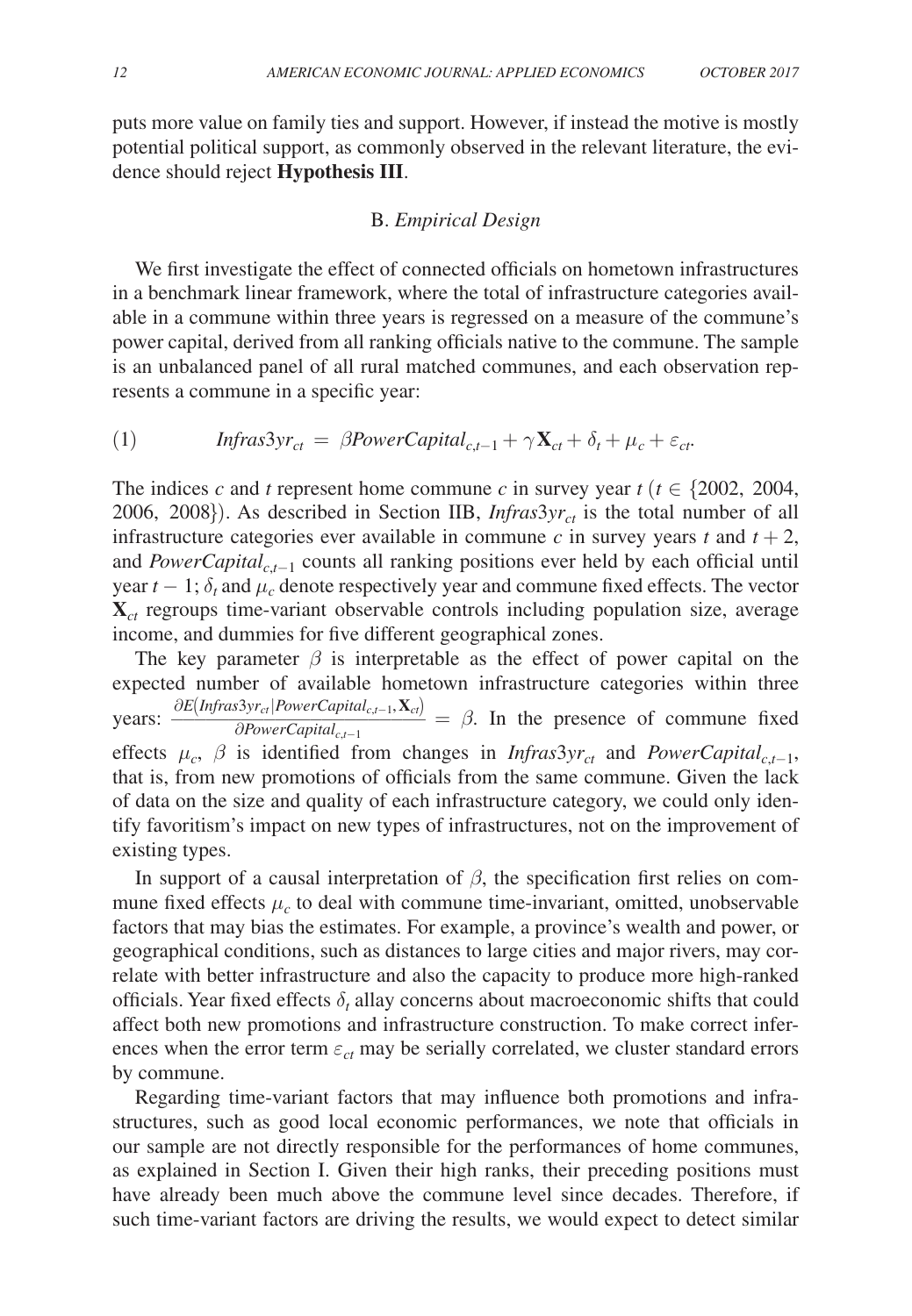puts more value on family ties and support. However, if instead the motive is mostly potential political support, as commonly observed in the relevant literature, the evidence should reject **Hypothesis III**.

### B. *Empirical Design*

We first investigate the effect of connected officials on hometown infrastructures in a benchmark linear framework, where the total of infrastructure categories available in a commune within three years is regressed on a measure of the commune's power capital, derived from all ranking officials native to the commune. The sample is an unbalanced panel of all rural matched communes, and each observation represents a commune in a specific year:

$$(1) \qquad Infras3yr_{ct} = \beta PowerCapital_{c,t-1} + \gamma \mathbf{X}_{ct} + \delta_t + \mu_c + \varepsilon_{ct}.$$

The indices $c$ and $t$ represent home commune $c$ in survey year $t$ ($t \in \{2002, 2004, 2006, 2008\}$). As described in Section IIB, $Infras3yr_{ct}$ is the total number of all infrastructure categories ever available in commune $c$ in survey years $t$ and $t+2$, and $PowerCapital_{c,t-1}$ counts all ranking positions ever held by each official until year $t-1$; $\delta_t$ and $\mu_c$ denote respectively year and commune fixed effects. The vector $\mathbf{X}_{ct}$ regroups time-variant observable controls including population size, average income, and dummies for five different geographical zones.

The key parameter $\beta$ is interpretable as the effect of power capital on the expected number of available hometown infrastructure categories within three years: $\frac{\partial E(Infras3yr_{ct} | PowerCapital_{c,t-1}, \mathbf{X}_{ct})}{\partial PowerCapital_{c,t-1}} = \beta$. In the presence of commune fixed effects $\mu_c$, $\beta$ is identified from changes in $Infras3yr_{ct}$ and $PowerCapital_{c,t-1}$, that is, from new promotions of officials from the same commune. Given the lack of data on the size and quality of each infrastructure category, we could only identify favoritism's impact on new types of infrastructures, not on the improvement of existing types.

In support of a causal interpretation of $\beta$, the specification first relies on commune fixed effects $\mu_c$ to deal with commune time-invariant, omitted, unobservable factors that may bias the estimates. For example, a province's wealth and power, or geographical conditions, such as distances to large cities and major rivers, may correlate with better infrastructure and also the capacity to produce more high-ranked officials. Year fixed effects $\delta_t$ allay concerns about macroeconomic shifts that could affect both new promotions and infrastructure construction. To make correct inferences when the error term $\varepsilon_{ct}$ may be serially correlated, we cluster standard errors by commune.

Regarding time-variant factors that may influence both promotions and infrastructures, such as good local economic performances, we note that officials in our sample are not directly responsible for the performances of home communes, as explained in Section I. Given their high ranks, their preceding positions must have already been much above the commune level since decades. Therefore, if such time-variant factors are driving the results, we would expect to detect similar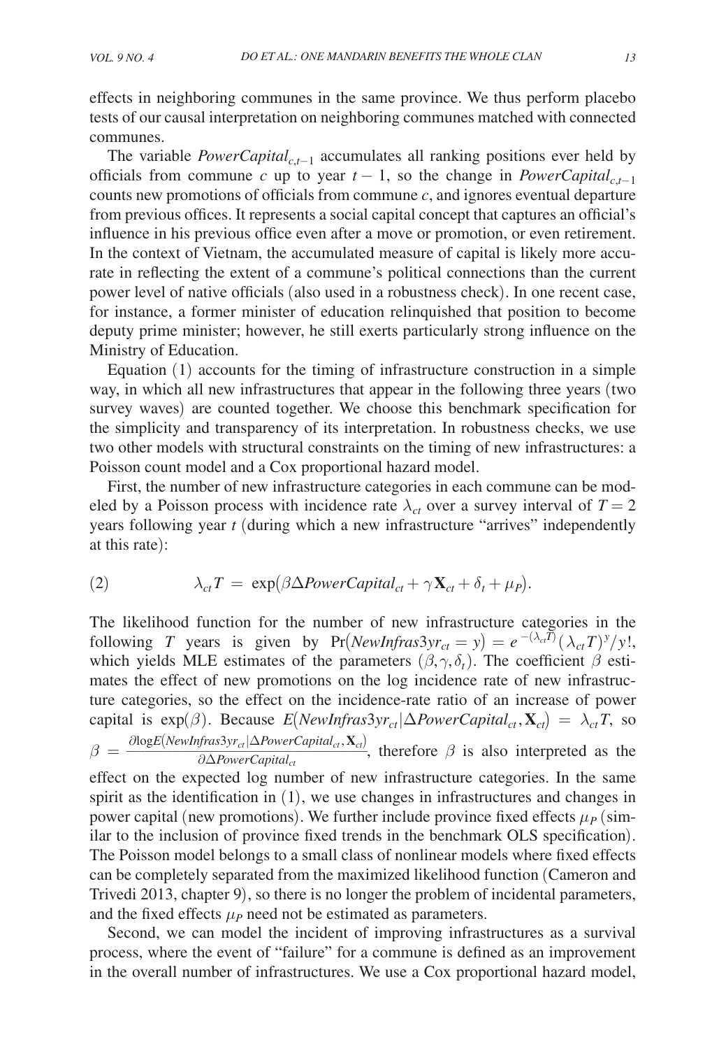effects in neighboring communes in the same province. We thus perform placebo tests of our causal interpretation on neighboring communes matched with connected communes.

The variable $PowerCapital_{c,t-1}$ accumulates all ranking positions ever held by officials from commune $c$ up to year $t-1$, so the change in $PowerCapital_{c,t-1}$ counts new promotions of officials from commune $c$, and ignores eventual departure from previous offices. It represents a social capital concept that captures an official's influence in his previous office even after a move or promotion, or even retirement. In the context of Vietnam, the accumulated measure of capital is likely more accurate in reflecting the extent of a commune's political connections than the current power level of native officials (also used in a robustness check). In one recent case, for instance, a former minister of education relinquished that position to become deputy prime minister; however, he still exerts particularly strong influence on the Ministry of Education.

Equation (1) accounts for the timing of infrastructure construction in a simple way, in which all new infrastructures that appear in the following three years (two survey waves) are counted together. We choose this benchmark specification for the simplicity and transparency of its interpretation. In robustness checks, we use two other models with structural constraints on the timing of new infrastructures: a Poisson count model and a Cox proportional hazard model.

First, the number of new infrastructure categories in each commune can be modeled by a Poisson process with incidence rate $\lambda_{ct}$ over a survey interval of $T = 2$ years following year $t$ (during which a new infrastructure "arrives" independently at this rate):

$$\lambda_{ct} T = \exp\left(\beta \Delta PowerCapital_{ct} + \gamma \mathbf{X}_{ct} + \delta_t + \mu_P\right). \tag{2}$$

The likelihood function for the number of new infrastructure categories in the following $T$ years is given by $\Pr(NewInfras3yr_{ct} = y) = e^{-(\lambda_{ct}T)}(\lambda_{ct}T)^y / y!$, which yields MLE estimates of the parameters $(\beta, \gamma, \delta_t)$. The coefficient $\beta$ estimates the effect of new promotions on the log incidence rate of new infrastructure categories, so the effect on the incidence-rate ratio of an increase of power capital is $\exp(\beta)$. Because $E(NewInfras3yr_{ct} | \Delta PowerCapital_{ct}, \mathbf{X}_{ct}) = \lambda_{ct} T$, so $\beta = \frac{\partial \log E(NewInfras3yr_{ct} | \Delta PowerCapital_{ct}, \mathbf{X}_{ct})}{\partial \Delta PowerCapital_{ct}}$, therefore $\beta$ is also interpreted as the effect on the expected log number of new infrastructure categories. In the same spirit as the identification in (1), we use changes in infrastructures and changes in power capital (new promotions). We further include province fixed effects $\mu_P$ (similar to the inclusion of province fixed trends in the benchmark OLS specification). The Poisson model belongs to a small class of nonlinear models where fixed effects can be completely separated from the maximized likelihood function (Cameron and Trivedi 2013, chapter 9), so there is no longer the problem of incidental parameters, and the fixed effects $\mu_P$ need not be estimated as parameters.

Second, we can model the incident of improving infrastructures as a survival process, where the event of "failure" for a commune is defined as an improvement in the overall number of infrastructures. We use a Cox proportional hazard model,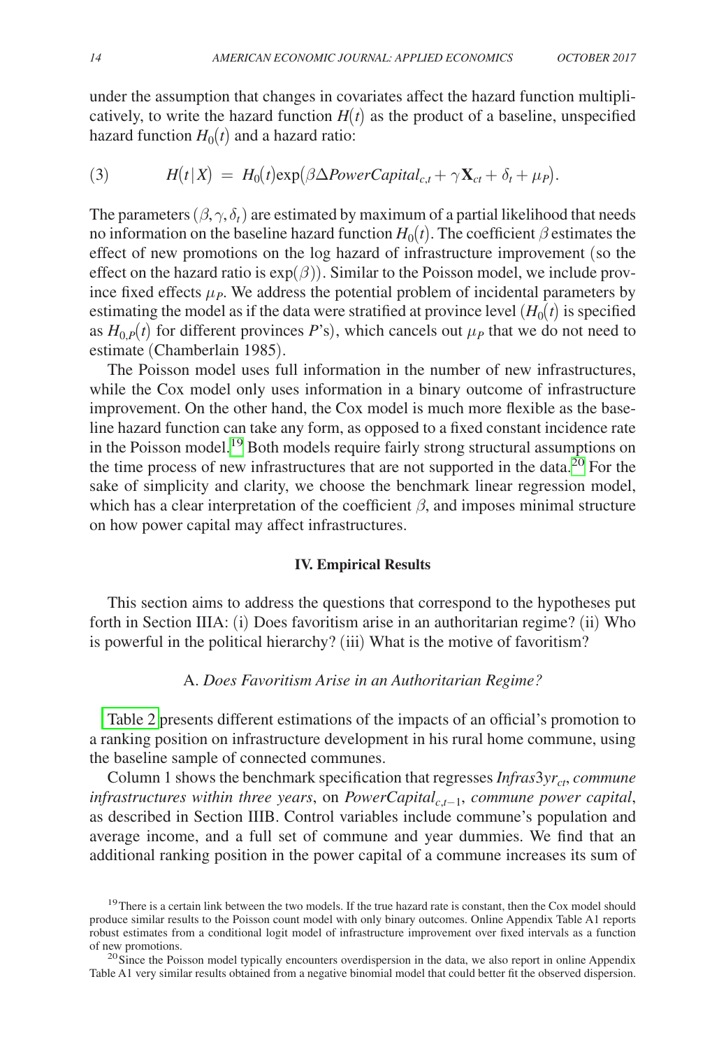under the assumption that changes in covariates affect the hazard function multiplicatively, to write the hazard function $H(t)$ as the product of a baseline, unspecified hazard function $H_0(t)$ and a hazard ratio:

$$H(t|X) = H_0(t)\exp(\beta \Delta PowerCapital_{c,t} + \gamma \mathbf{X}_{ct} + \delta_t + \mu_P). \tag{3}$$

The parameters $(\beta, \gamma, \delta_t)$ are estimated by maximum of a partial likelihood that needs no information on the baseline hazard function $H_0(t)$. The coefficient $\beta$ estimates the effect of new promotions on the log hazard of infrastructure improvement (so the effect on the hazard ratio is $\exp(\beta)$). Similar to the Poisson model, we include province fixed effects $\mu_P$. We address the potential problem of incidental parameters by estimating the model as if the data were stratified at province level ($H_0(t)$ is specified as $H_{0,P}(t)$ for different provinces $P$'s), which cancels out $\mu_P$ that we do not need to estimate (Chamberlain 1985).

The Poisson model uses full information in the number of new infrastructures, while the Cox model only uses information in a binary outcome of infrastructure improvement. On the other hand, the Cox model is much more flexible as the baseline hazard function can take any form, as opposed to a fixed constant incidence rate in the Poisson model.[19] Both models require fairly strong structural assumptions on the time process of new infrastructures that are not supported in the data.[20] For the sake of simplicity and clarity, we choose the benchmark linear regression model, which has a clear interpretation of the coefficient $\beta$, and imposes minimal structure on how power capital may affect infrastructures.

## IV. Empirical Results

This section aims to address the questions that correspond to the hypotheses put forth in Section IIIA: (i) Does favoritism arise in an authoritarian regime? (ii) Who is powerful in the political hierarchy? (iii) What is the motive of favoritism?

### A. *Does Favoritism Arise in an Authoritarian Regime?*

Table 2 presents different estimations of the impacts of an official's promotion to a ranking position on infrastructure development in his rural home commune, using the baseline sample of connected communes.

Column 1 shows the benchmark specification that regresses $Infras3yr_{ct}$, *commune infrastructures within three years*, on $PowerCapital_{c,t-1}$, *commune power capital*, as described in Section IIIB. Control variables include commune's population and average income, and a full set of commune and year dummies. We find that an additional ranking position in the power capital of a commune increases its sum of

[19] There is a certain link between the two models. If the true hazard rate is constant, then the Cox model should produce similar results to the Poisson count model with only binary outcomes. Online Appendix Table A1 reports robust estimates from a conditional logit model of infrastructure improvement over fixed intervals as a function of new promotions.

[20] Since the Poisson model typically encounters overdispersion in the data, we also report in online Appendix Table A1 very similar results obtained from a negative binomial model that could better fit the observed dispersion.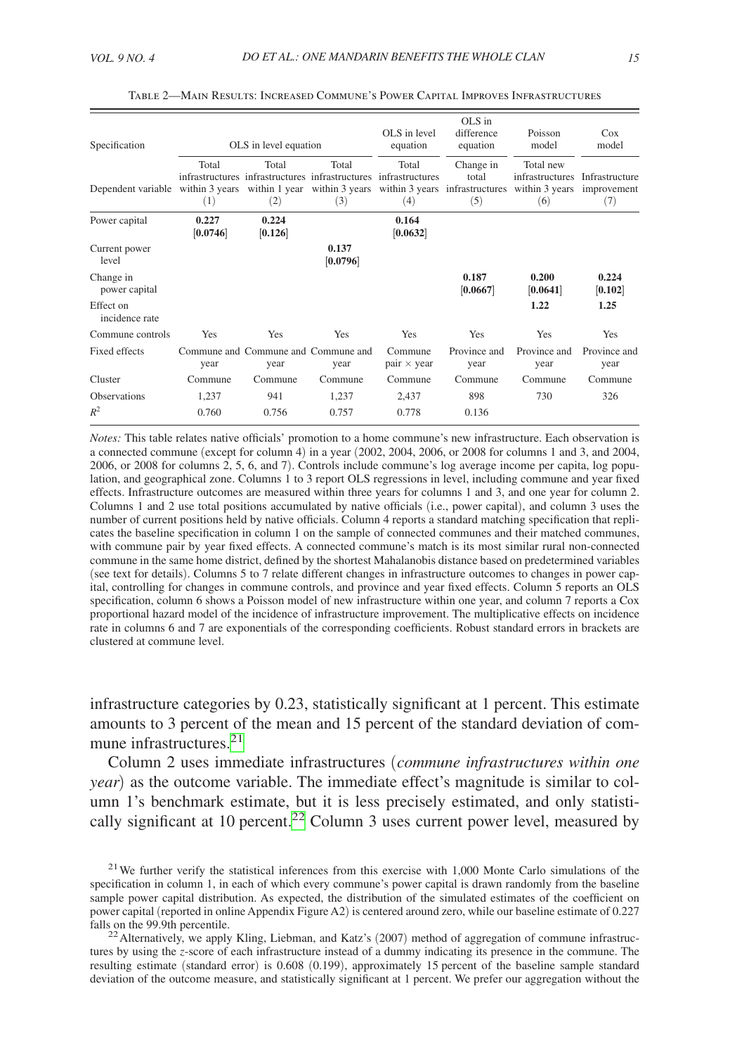Table 2—Main Results: Increased Commune's Power Capital Improves Infrastructures

| Specification | OLS in level equation | | | OLS in level equation | OLS in difference equation | Poisson model | Cox model |
|---|---|---|---|---|---|---|---|
| Dependent variable | Total infrastructures within 3 years | Total infrastructures within 1 year | Total infrastructures within 3 years | Total infrastructures within 3 years | Change in total infrastructures | Total new infrastructures within 3 years | Infrastructure improvement |
| | (1) | (2) | (3) | (4) | (5) | (6) | (7) |
| Power capital | **0.227** [**0.0746**] | **0.224** [**0.126**] | | **0.164** [**0.0632**] | | | |
| Current power level | | | **0.137** [**0.0796**] | | | | |
| Change in power capital | | | | | **0.187** [**0.0667**] | **0.200** [**0.0641**] | **0.224** [**0.102**] |
| Effect on incidence rate | | | | | | **1.22** | **1.25** |
| Commune controls | Yes | Yes | Yes | Yes | Yes | Yes | Yes |
| Fixed effects | Commune and year | Commune and year | Commune and year | Commune pair × year | Province and year | Province and year | Province and year |
| Cluster | Commune | Commune | Commune | Commune | Commune | Commune | Commune |
| Observations | 1,237 | 941 | 1,237 | 2,437 | 898 | 730 | 326 |
| $R^2$ | 0.760 | 0.756 | 0.757 | 0.778 | 0.136 | | |

*Notes:* This table relates native officials' promotion to a home commune's new infrastructure. Each observation is a connected commune (except for column 4) in a year (2002, 2004, 2006, or 2008 for columns 1 and 3, and 2004, 2006, or 2008 for columns 2, 5, 6, and 7). Controls include commune's log average income per capita, log population, and geographical zone. Columns 1 to 3 report OLS regressions in level, including commune and year fixed effects. Infrastructure outcomes are measured within three years for columns 1 and 3, and one year for column 2. Columns 1 and 2 use total positions accumulated by native officials (i.e., power capital), and column 3 uses the number of current positions held by native officials. Column 4 reports a standard matching specification that replicates the baseline specification in column 1 on the sample of connected communes and their matched communes, with commune pair by year fixed effects. A connected commune's match is its most similar rural non-connected commune in the same home district, defined by the shortest Mahalanobis distance based on predetermined variables (see text for details). Columns 5 to 7 relate different changes in infrastructure outcomes to changes in power capital, controlling for changes in commune controls, and province and year fixed effects. Column 5 reports an OLS specification, column 6 shows a Poisson model of new infrastructure within one year, and column 7 reports a Cox proportional hazard model of the incidence of infrastructure improvement. The multiplicative effects on incidence rate in columns 6 and 7 are exponentials of the corresponding coefficients. Robust standard errors in brackets are clustered at commune level.

infrastructure categories by 0.23, statistically significant at 1 percent. This estimate amounts to 3 percent of the mean and 15 percent of the standard deviation of commune infrastructures.[21]

Column 2 uses immediate infrastructures (*commune infrastructures within one year*) as the outcome variable. The immediate effect's magnitude is similar to column 1's benchmark estimate, but it is less precisely estimated, and only statistically significant at 10 percent.[22] Column 3 uses current power level, measured by

[21] We further verify the statistical inferences from this exercise with 1,000 Monte Carlo simulations of the specification in column 1, in each of which every commune's power capital is drawn randomly from the baseline sample power capital distribution. As expected, the distribution of the simulated estimates of the coefficient on power capital (reported in online Appendix Figure A2) is centered around zero, while our baseline estimate of 0.227 falls on the 99.9th percentile.

[22] Alternatively, we apply Kling, Liebman, and Katz's (2007) method of aggregation of commune infrastructures by using the $z$-score of each infrastructure instead of a dummy indicating its presence in the commune. The resulting estimate (standard error) is 0.608 (0.199), approximately 15 percent of the baseline sample standard deviation of the outcome measure, and statistically significant at 1 percent. We prefer our aggregation without the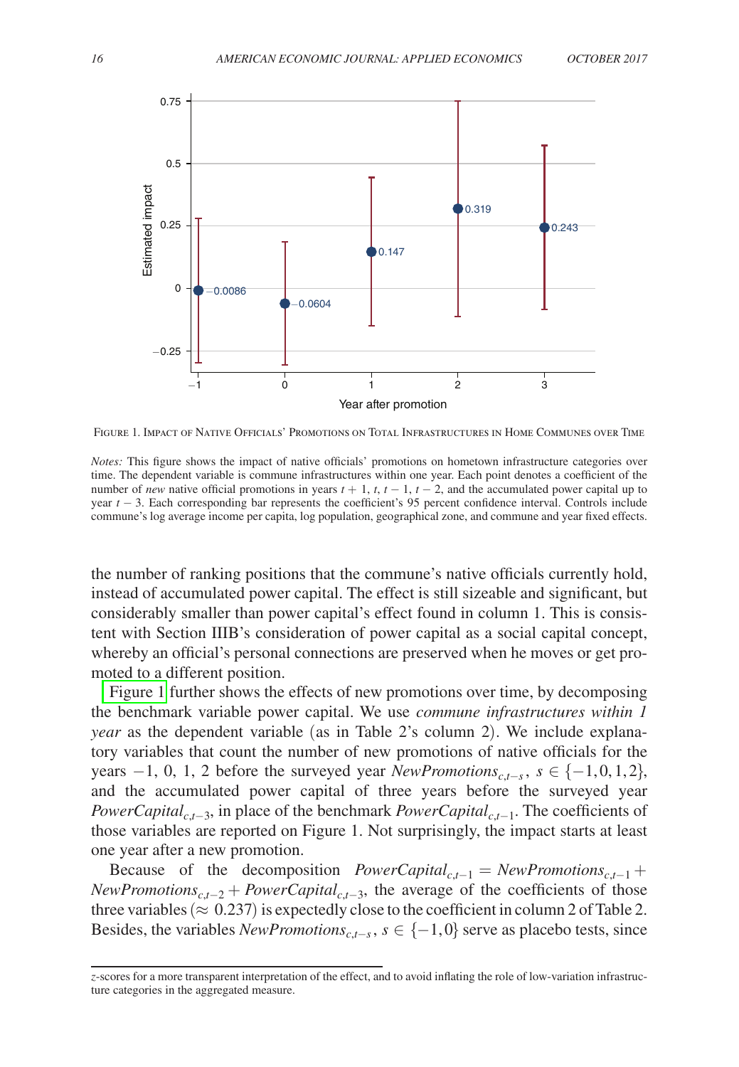FIGURE 1. IMPACT OF NATIVE OFFICIALS' PROMOTIONS ON TOTAL INFRASTRUCTURES IN HOME COMMUNES OVER TIME

*Notes:* This figure shows the impact of native officials' promotions on hometown infrastructure categories over time. The dependent variable is commune infrastructures within one year. Each point denotes a coefficient of the number of *new* native official promotions in years $t+1$, $t$, $t-1$, $t-2$, and the accumulated power capital up to year $t-3$. Each corresponding bar represents the coefficient's 95 percent confidence interval. Controls include commune's log average income per capita, log population, geographical zone, and commune and year fixed effects.

the number of ranking positions that the commune's native officials currently hold, instead of accumulated power capital. The effect is still sizeable and significant, but considerably smaller than power capital's effect found in column 1. This is consistent with Section IIIB's consideration of power capital as a social capital concept, whereby an official's personal connections are preserved when he moves or get promoted to a different position.

Figure 1 further shows the effects of new promotions over time, by decomposing the benchmark variable power capital. We use *commune infrastructures within 1 year* as the dependent variable (as in Table 2's column 2). We include explanatory variables that count the number of new promotions of native officials for the years $-1$, 0, 1, 2 before the surveyed year $NewPromotions_{c,t-s}$, $s \in \{-1, 0, 1, 2\}$, and the accumulated power capital of three years before the surveyed year $PowerCapital_{c,t-3}$, in place of the benchmark $PowerCapital_{c,t-1}$. The coefficients of those variables are reported on Figure 1. Not surprisingly, the impact starts at least one year after a new promotion.

Because of the decomposition $PowerCapital_{c,t-1} = NewPromotions_{c,t-1} + NewPromotions_{c,t-2} + PowerCapital_{c,t-3}$, the average of the coefficients of those three variables ($\approx 0.237$) is expectedly close to the coefficient in column 2 of Table 2. Besides, the variables $NewPromotions_{c,t-s}$, $s \in \{-1, 0\}$ serve as placebo tests, since

$z$-scores for a more transparent interpretation of the effect, and to avoid inflating the role of low-variation infrastructure categories in the aggregated measure.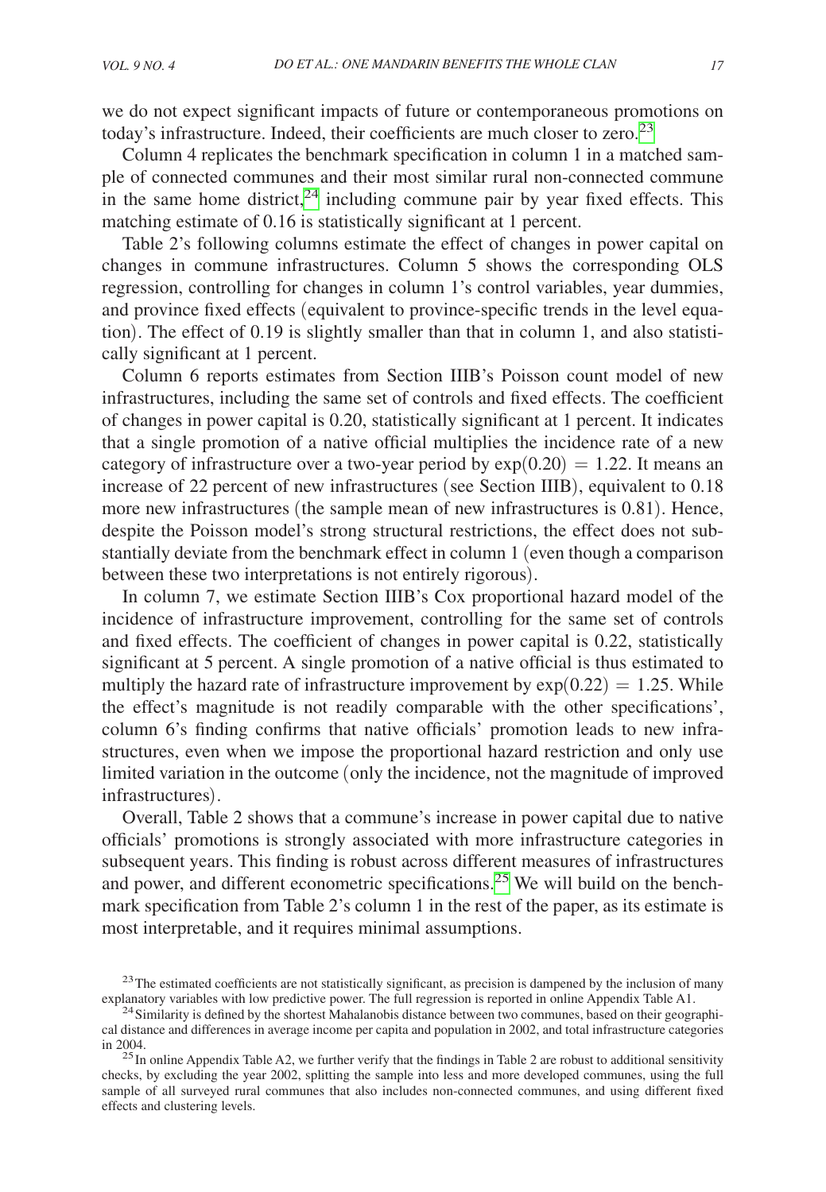we do not expect significant impacts of future or contemporaneous promotions on today's infrastructure. Indeed, their coefficients are much closer to zero.[23]

Column 4 replicates the benchmark specification in column 1 in a matched sample of connected communes and their most similar rural non-connected commune in the same home district,[24] including commune pair by year fixed effects. This matching estimate of 0.16 is statistically significant at 1 percent.

Table 2's following columns estimate the effect of changes in power capital on changes in commune infrastructures. Column 5 shows the corresponding OLS regression, controlling for changes in column 1's control variables, year dummies, and province fixed effects (equivalent to province-specific trends in the level equation). The effect of 0.19 is slightly smaller than that in column 1, and also statistically significant at 1 percent.

Column 6 reports estimates from Section IIIB's Poisson count model of new infrastructures, including the same set of controls and fixed effects. The coefficient of changes in power capital is 0.20, statistically significant at 1 percent. It indicates that a single promotion of a native official multiplies the incidence rate of a new category of infrastructure over a two-year period by $\exp(0.20) = 1.22$. It means an increase of 22 percent of new infrastructures (see Section IIIB), equivalent to 0.18 more new infrastructures (the sample mean of new infrastructures is 0.81). Hence, despite the Poisson model's strong structural restrictions, the effect does not substantially deviate from the benchmark effect in column 1 (even though a comparison between these two interpretations is not entirely rigorous).

In column 7, we estimate Section IIIB's Cox proportional hazard model of the incidence of infrastructure improvement, controlling for the same set of controls and fixed effects. The coefficient of changes in power capital is 0.22, statistically significant at 5 percent. A single promotion of a native official is thus estimated to multiply the hazard rate of infrastructure improvement by $\exp(0.22) = 1.25$. While the effect's magnitude is not readily comparable with the other specifications', column 6's finding confirms that native officials' promotion leads to new infrastructures, even when we impose the proportional hazard restriction and only use limited variation in the outcome (only the incidence, not the magnitude of improved infrastructures).

Overall, Table 2 shows that a commune's increase in power capital due to native officials' promotions is strongly associated with more infrastructure categories in subsequent years. This finding is robust across different measures of infrastructures and power, and different econometric specifications.[25] We will build on the benchmark specification from Table 2's column 1 in the rest of the paper, as its estimate is most interpretable, and it requires minimal assumptions.

[23] The estimated coefficients are not statistically significant, as precision is dampened by the inclusion of many explanatory variables with low predictive power. The full regression is reported in online Appendix Table A1.

[24] Similarity is defined by the shortest Mahalanobis distance between two communes, based on their geographical distance and differences in average income per capita and population in 2002, and total infrastructure categories in 2004.

[25] In online Appendix Table A2, we further verify that the findings in Table 2 are robust to additional sensitivity checks, by excluding the year 2002, splitting the sample into less and more developed communes, using the full sample of all surveyed rural communes that also includes non-connected communes, and using different fixed effects and clustering levels.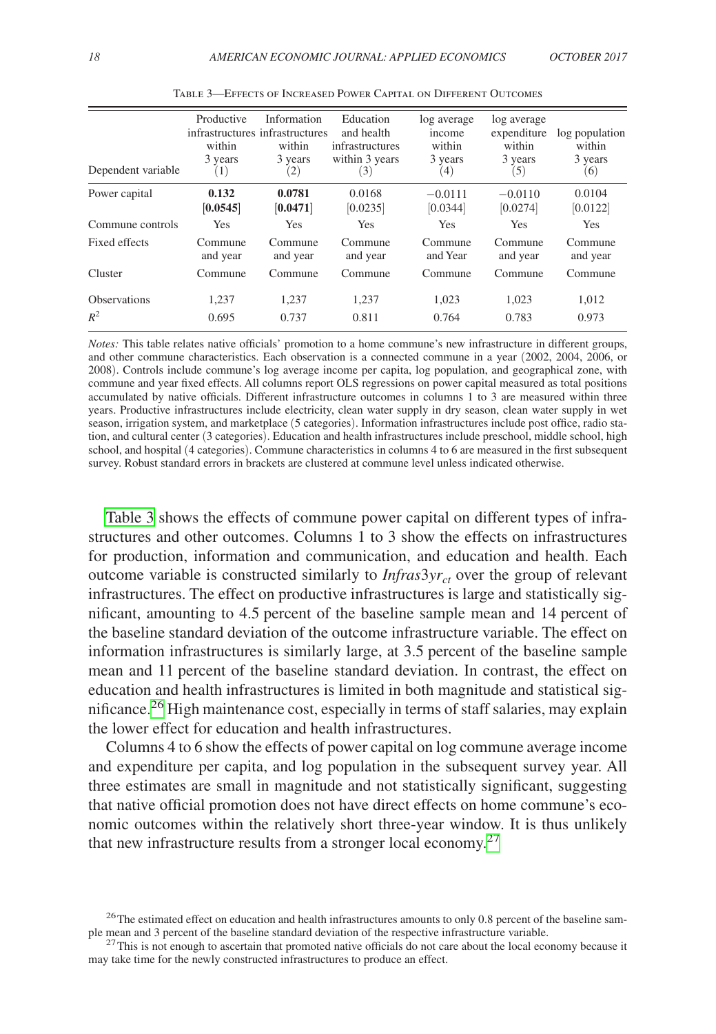Table 3—Effects of Increased Power Capital on Different Outcomes

| Dependent variable | Productive infrastructures within 3 years (1) | Information infrastructures within 3 years (2) | Education and health infrastructures within 3 years (3) | log average income within 3 years (4) | log average expenditure within 3 years (5) | log population within 3 years (6) |
|---|---|---|---|---|---|---|
| Power capital | **0.132** | **0.0781** | 0.0168 | −0.0111 | −0.0110 | 0.0104 |
| | [**0.0545**] | [**0.0471**] | [0.0235] | [0.0344] | [0.0274] | [0.0122] |
| Commune controls | Yes | Yes | Yes | Yes | Yes | Yes |
| Fixed effects | Commune and year | Commune and year | Commune and year | Commune and Year | Commune and year | Commune and year |
| Cluster | Commune | Commune | Commune | Commune | Commune | Commune |
| Observations | 1,237 | 1,237 | 1,237 | 1,023 | 1,023 | 1,012 |
| $R^2$ | 0.695 | 0.737 | 0.811 | 0.764 | 0.783 | 0.973 |

*Notes:* This table relates native officials' promotion to a home commune's new infrastructure in different groups, and other commune characteristics. Each observation is a connected commune in a year (2002, 2004, 2006, or 2008). Controls include commune's log average income per capita, log population, and geographical zone, with commune and year fixed effects. All columns report OLS regressions on power capital measured as total positions accumulated by native officials. Different infrastructure outcomes in columns 1 to 3 are measured within three years. Productive infrastructures include electricity, clean water supply in dry season, clean water supply in wet season, irrigation system, and marketplace (5 categories). Information infrastructures include post office, radio station, and cultural center (3 categories). Education and health infrastructures include preschool, middle school, high school, and hospital (4 categories). Commune characteristics in columns 4 to 6 are measured in the first subsequent survey. Robust standard errors in brackets are clustered at commune level unless indicated otherwise.

Table 3 shows the effects of commune power capital on different types of infrastructures and other outcomes. Columns 1 to 3 show the effects on infrastructures for production, information and communication, and education and health. Each outcome variable is constructed similarly to $Infras3yr_{ct}$ over the group of relevant infrastructures. The effect on productive infrastructures is large and statistically significant, amounting to 4.5 percent of the baseline sample mean and 14 percent of the baseline standard deviation of the outcome infrastructure variable. The effect on information infrastructures is similarly large, at 3.5 percent of the baseline sample mean and 11 percent of the baseline standard deviation. In contrast, the effect on education and health infrastructures is limited in both magnitude and statistical significance.[26] High maintenance cost, especially in terms of staff salaries, may explain the lower effect for education and health infrastructures.

Columns 4 to 6 show the effects of power capital on log commune average income and expenditure per capita, and log population in the subsequent survey year. All three estimates are small in magnitude and not statistically significant, suggesting that native official promotion does not have direct effects on home commune's economic outcomes within the relatively short three-year window. It is thus unlikely that new infrastructure results from a stronger local economy.[27]

[26] The estimated effect on education and health infrastructures amounts to only 0.8 percent of the baseline sample mean and 3 percent of the baseline standard deviation of the respective infrastructure variable.

[27] This is not enough to ascertain that promoted native officials do not care about the local economy because it may take time for the newly constructed infrastructures to produce an effect.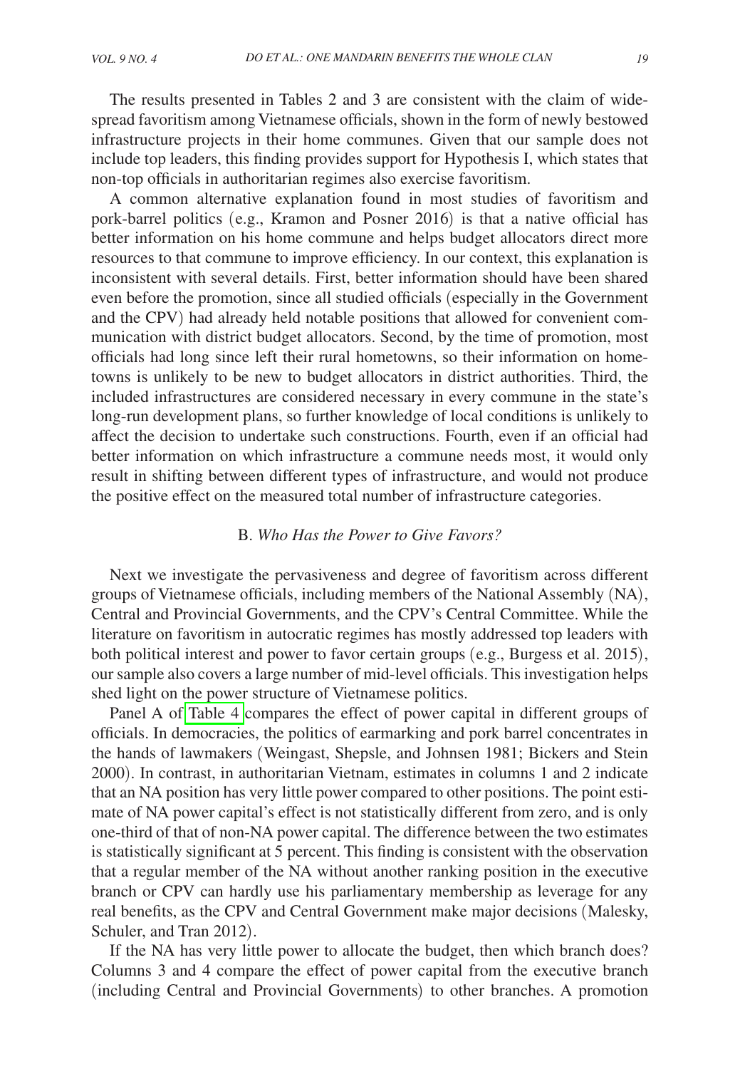The results presented in Tables 2 and 3 are consistent with the claim of widespread favoritism among Vietnamese officials, shown in the form of newly bestowed infrastructure projects in their home communes. Given that our sample does not include top leaders, this finding provides support for Hypothesis I, which states that non-top officials in authoritarian regimes also exercise favoritism.

A common alternative explanation found in most studies of favoritism and pork-barrel politics (e.g., Kramon and Posner 2016) is that a native official has better information on his home commune and helps budget allocators direct more resources to that commune to improve efficiency. In our context, this explanation is inconsistent with several details. First, better information should have been shared even before the promotion, since all studied officials (especially in the Government and the CPV) had already held notable positions that allowed for convenient communication with district budget allocators. Second, by the time of promotion, most officials had long since left their rural hometowns, so their information on hometowns is unlikely to be new to budget allocators in district authorities. Third, the included infrastructures are considered necessary in every commune in the state's long-run development plans, so further knowledge of local conditions is unlikely to affect the decision to undertake such constructions. Fourth, even if an official had better information on which infrastructure a commune needs most, it would only result in shifting between different types of infrastructure, and would not produce the positive effect on the measured total number of infrastructure categories.

### B. *Who Has the Power to Give Favors?*

Next we investigate the pervasiveness and degree of favoritism across different groups of Vietnamese officials, including members of the National Assembly (NA), Central and Provincial Governments, and the CPV's Central Committee. While the literature on favoritism in autocratic regimes has mostly addressed top leaders with both political interest and power to favor certain groups (e.g., Burgess et al. 2015), our sample also covers a large number of mid-level officials. This investigation helps shed light on the power structure of Vietnamese politics.

Panel A of Table 4 compares the effect of power capital in different groups of officials. In democracies, the politics of earmarking and pork barrel concentrates in the hands of lawmakers (Weingast, Shepsle, and Johnsen 1981; Bickers and Stein 2000). In contrast, in authoritarian Vietnam, estimates in columns 1 and 2 indicate that an NA position has very little power compared to other positions. The point estimate of NA power capital's effect is not statistically different from zero, and is only one-third of that of non-NA power capital. The difference between the two estimates is statistically significant at 5 percent. This finding is consistent with the observation that a regular member of the NA without another ranking position in the executive branch or CPV can hardly use his parliamentary membership as leverage for any real benefits, as the CPV and Central Government make major decisions (Malesky, Schuler, and Tran 2012).

If the NA has very little power to allocate the budget, then which branch does? Columns 3 and 4 compare the effect of power capital from the executive branch (including Central and Provincial Governments) to other branches. A promotion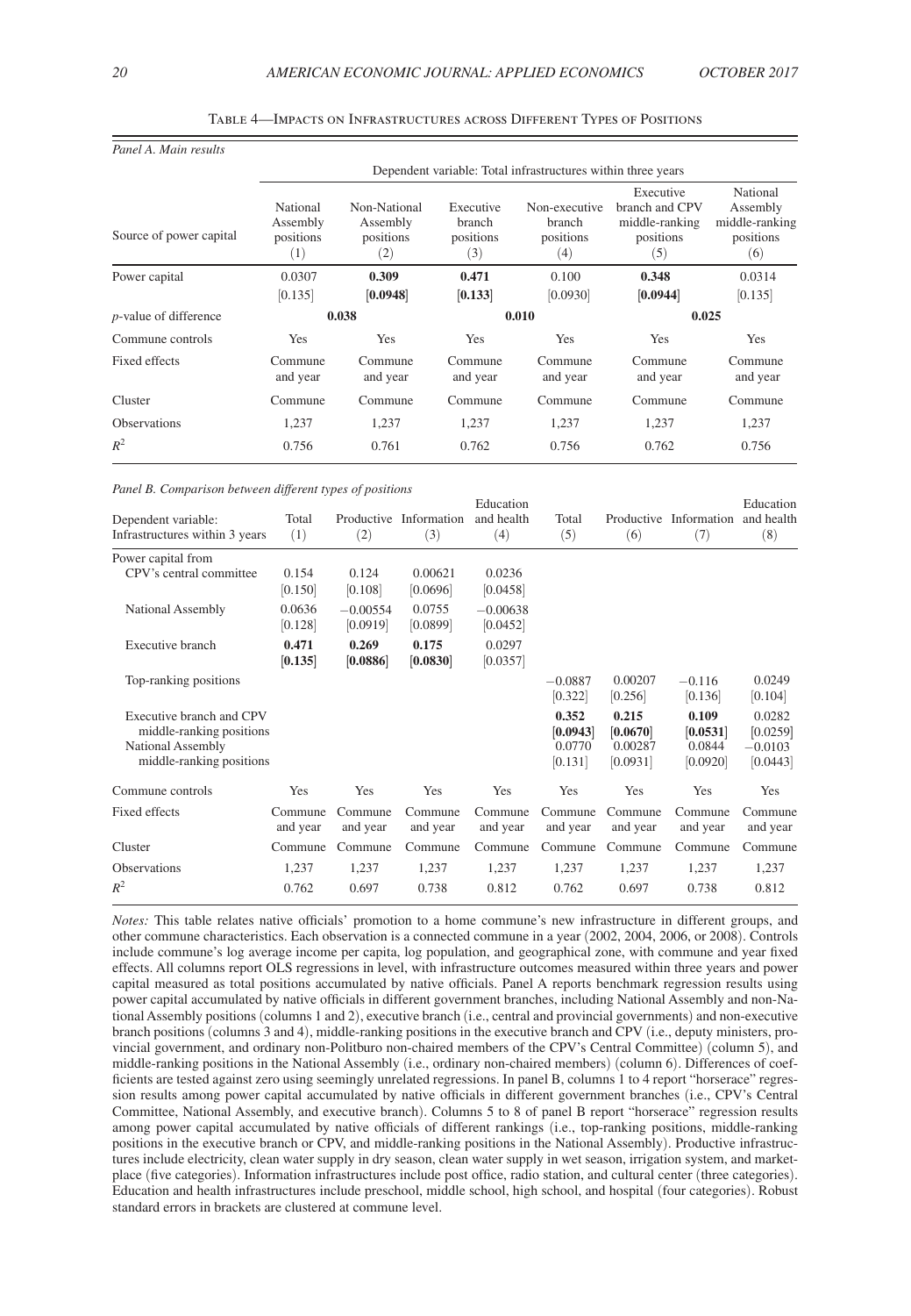Table 4—Impacts on Infrastructures across Different Types of Positions

*Panel A. Main results*

| | Dependent variable: Total infrastructures within three years | | | | | |
|---|---|---|---|---|---|---|
| Source of power capital | National Assembly positions (1) | Non-National Assembly positions (2) | Executive branch positions (3) | Non-executive branch positions (4) | Executive branch and CPV middle-ranking positions (5) | National Assembly middle-ranking positions (6) |
| Power capital | 0.0307 | **0.309** | **0.471** | 0.100 | **0.348** | 0.0314 |
| | [0.135] | [**0.0948**] | [**0.133**] | [0.0930] | [**0.0944**] | [0.135] |
| *p*-value of difference | **0.038** | | **0.010** | | **0.025** | |
| Commune controls | Yes | Yes | Yes | Yes | Yes | Yes |
| Fixed effects | Commune and year | Commune and year | Commune and year | Commune and year | Commune and year | Commune and year |
| Cluster | Commune | Commune | Commune | Commune | Commune | Commune |
| Observations | 1,237 | 1,237 | 1,237 | 1,237 | 1,237 | 1,237 |
| $R^2$ | 0.756 | 0.761 | 0.762 | 0.756 | 0.762 | 0.756 |

*Panel B. Comparison between different types of positions*

| Dependent variable: Infrastructures within 3 years | Total (1) | Productive (2) | Information (3) | Education and health (4) | Total (5) | Productive (6) | Information (7) | Education and health (8) |
|---|---|---|---|---|---|---|---|---|
| Power capital from | | | | | | | | |
| CPV's central committee | 0.154 | 0.124 | 0.00621 | 0.0236 | | | | |
| | [0.150] | [0.108] | [0.0696] | [0.0458] | | | | |
| National Assembly | 0.0636 | −0.00554 | 0.0755 | −0.00638 | | | | |
| | [0.128] | [0.0919] | [0.0899] | [0.0452] | | | | |
| Executive branch | **0.471** | **0.269** | **0.175** | 0.0297 | | | | |
| | [**0.135**] | [**0.0886**] | [**0.0830**] | [0.0357] | | | | |
| Top-ranking positions | | | | | −0.0887 | 0.00207 | −0.116 | 0.0249 |
| | | | | | [0.322] | [0.256] | [0.136] | [0.104] |
| Executive branch and CPV middle-ranking positions | | | | | **0.352** | **0.215** | **0.109** | 0.0282 |
| | | | | | [**0.0943**] | [**0.0670**] | [**0.0531**] | [0.0259] |
| National Assembly middle-ranking positions | | | | | 0.0770 | 0.00287 | 0.0844 | −0.0103 |
| | | | | | [0.131] | [0.0931] | [0.0920] | [0.0443] |
| Commune controls | Yes | Yes | Yes | Yes | Yes | Yes | Yes | Yes |
| Fixed effects | Commune and year | Commune and year | Commune and year | Commune and year | Commune and year | Commune and year | Commune and year | Commune and year |
| Cluster | Commune | Commune | Commune | Commune | Commune | Commune | Commune | Commune |
| Observations | 1,237 | 1,237 | 1,237 | 1,237 | 1,237 | 1,237 | 1,237 | 1,237 |
| $R^2$ | 0.762 | 0.697 | 0.738 | 0.812 | 0.762 | 0.697 | 0.738 | 0.812 |

*Notes:* This table relates native officials' promotion to a home commune's new infrastructure in different groups, and other commune characteristics. Each observation is a connected commune in a year (2002, 2004, 2006, or 2008). Controls include commune's log average income per capita, log population, and geographical zone, with commune and year fixed effects. All columns report OLS regressions in level, with infrastructure outcomes measured within three years and power capital measured as total positions accumulated by native officials. Panel A reports benchmark regression results using power capital accumulated by native officials in different government branches, including National Assembly and non-National Assembly positions (columns 1 and 2), executive branch (i.e., central and provincial governments) and non-executive branch positions (columns 3 and 4), middle-ranking positions in the executive branch and CPV (i.e., deputy ministers, provincial government, and ordinary non-Politburo non-chaired members of the CPV's Central Committee) (column 5), and middle-ranking positions in the National Assembly (i.e., ordinary non-chaired members) (column 6). Differences of coefficients are tested against zero using seemingly unrelated regressions. In panel B, columns 1 to 4 report "horserace" regression results among power capital accumulated by native officials in different government branches (i.e., CPV's Central Committee, National Assembly, and executive branch). Columns 5 to 8 of panel B report "horserace" regression results among power capital accumulated by native officials of different rankings (i.e., top-ranking positions, middle-ranking positions in the executive branch or CPV, and middle-ranking positions in the National Assembly). Productive infrastructures include electricity, clean water supply in dry season, clean water supply in wet season, irrigation system, and marketplace (five categories). Information infrastructures include post office, radio station, and cultural center (three categories). Education and health infrastructures include preschool, middle school, high school, and hospital (four categories). Robust standard errors in brackets are clustered at commune level.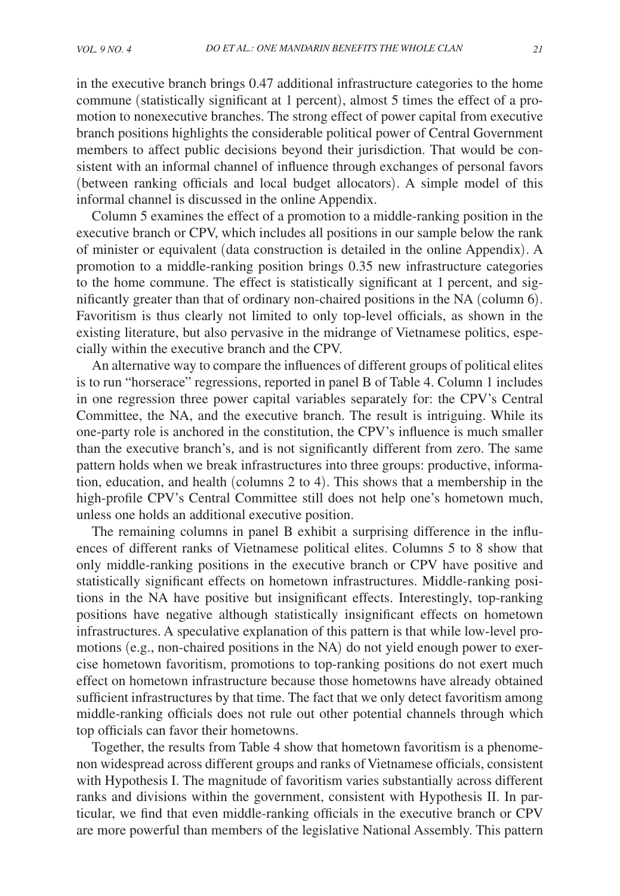in the executive branch brings 0.47 additional infrastructure categories to the home commune (statistically significant at 1 percent), almost 5 times the effect of a promotion to nonexecutive branches. The strong effect of power capital from executive branch positions highlights the considerable political power of Central Government members to affect public decisions beyond their jurisdiction. That would be consistent with an informal channel of influence through exchanges of personal favors (between ranking officials and local budget allocators). A simple model of this informal channel is discussed in the online Appendix.

Column 5 examines the effect of a promotion to a middle-ranking position in the executive branch or CPV, which includes all positions in our sample below the rank of minister or equivalent (data construction is detailed in the online Appendix). A promotion to a middle-ranking position brings 0.35 new infrastructure categories to the home commune. The effect is statistically significant at 1 percent, and significantly greater than that of ordinary non-chaired positions in the NA (column 6). Favoritism is thus clearly not limited to only top-level officials, as shown in the existing literature, but also pervasive in the midrange of Vietnamese politics, especially within the executive branch and the CPV.

An alternative way to compare the influences of different groups of political elites is to run "horserace" regressions, reported in panel B of Table 4. Column 1 includes in one regression three power capital variables separately for: the CPV's Central Committee, the NA, and the executive branch. The result is intriguing. While its one-party role is anchored in the constitution, the CPV's influence is much smaller than the executive branch's, and is not significantly different from zero. The same pattern holds when we break infrastructures into three groups: productive, information, education, and health (columns 2 to 4). This shows that a membership in the high-profile CPV's Central Committee still does not help one's hometown much, unless one holds an additional executive position.

The remaining columns in panel B exhibit a surprising difference in the influences of different ranks of Vietnamese political elites. Columns 5 to 8 show that only middle-ranking positions in the executive branch or CPV have positive and statistically significant effects on hometown infrastructures. Middle-ranking positions in the NA have positive but insignificant effects. Interestingly, top-ranking positions have negative although statistically insignificant effects on hometown infrastructures. A speculative explanation of this pattern is that while low-level promotions (e.g., non-chaired positions in the NA) do not yield enough power to exercise hometown favoritism, promotions to top-ranking positions do not exert much effect on hometown infrastructure because those hometowns have already obtained sufficient infrastructures by that time. The fact that we only detect favoritism among middle-ranking officials does not rule out other potential channels through which top officials can favor their hometowns.

Together, the results from Table 4 show that hometown favoritism is a phenomenon widespread across different groups and ranks of Vietnamese officials, consistent with Hypothesis I. The magnitude of favoritism varies substantially across different ranks and divisions within the government, consistent with Hypothesis II. In particular, we find that even middle-ranking officials in the executive branch or CPV are more powerful than members of the legislative National Assembly. This pattern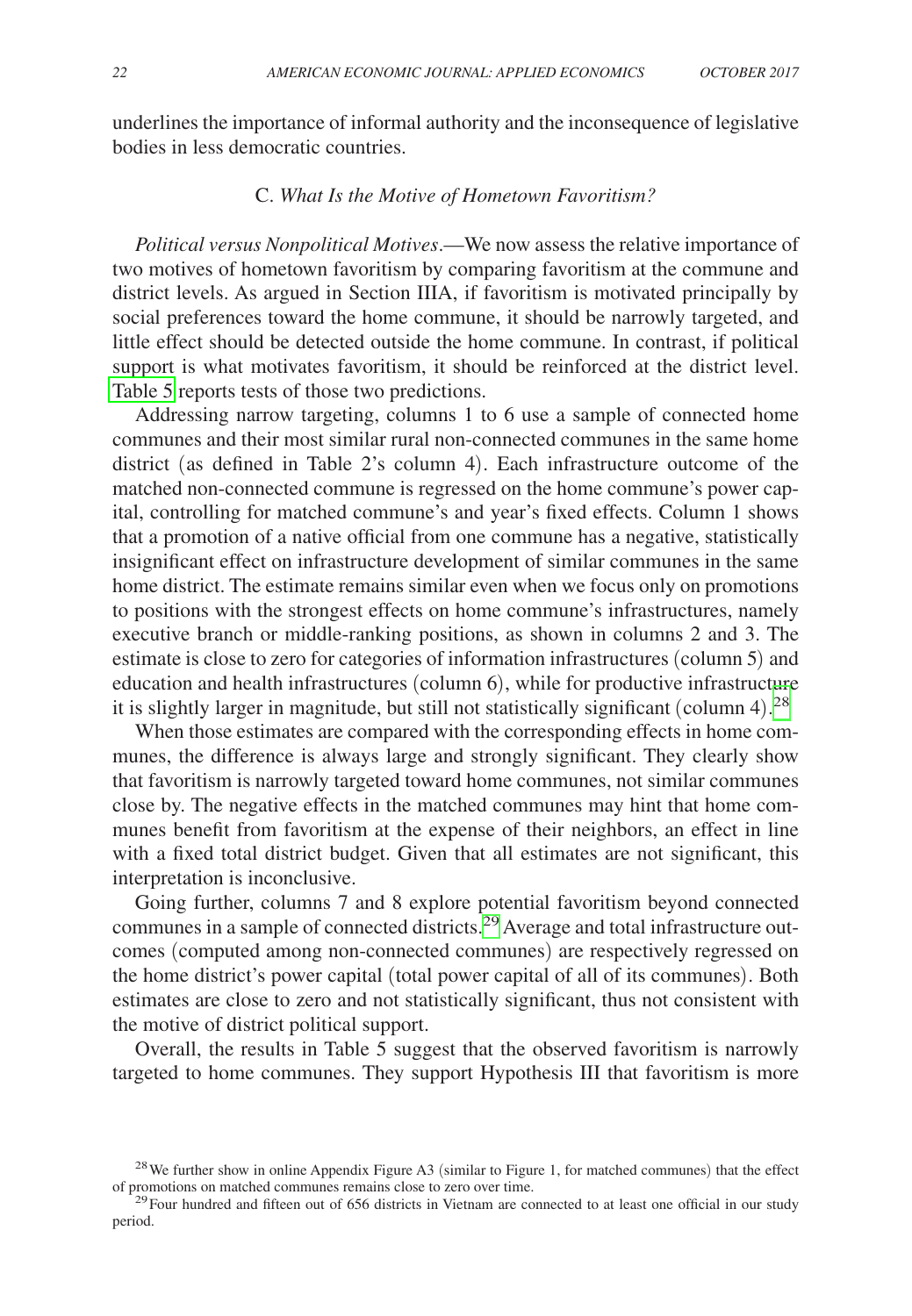underlines the importance of informal authority and the inconsequence of legislative bodies in less democratic countries.

### C. *What Is the Motive of Hometown Favoritism?*

*Political versus Nonpolitical Motives*.—We now assess the relative importance of two motives of hometown favoritism by comparing favoritism at the commune and district levels. As argued in Section IIIA, if favoritism is motivated principally by social preferences toward the home commune, it should be narrowly targeted, and little effect should be detected outside the home commune. In contrast, if political support is what motivates favoritism, it should be reinforced at the district level. Table 5 reports tests of those two predictions.

Addressing narrow targeting, columns 1 to 6 use a sample of connected home communes and their most similar rural non-connected communes in the same home district (as defined in Table 2's column 4). Each infrastructure outcome of the matched non-connected commune is regressed on the home commune's power capital, controlling for matched commune's and year's fixed effects. Column 1 shows that a promotion of a native official from one commune has a negative, statistically insignificant effect on infrastructure development of similar communes in the same home district. The estimate remains similar even when we focus only on promotions to positions with the strongest effects on home commune's infrastructures, namely executive branch or middle-ranking positions, as shown in columns 2 and 3. The estimate is close to zero for categories of information infrastructures (column 5) and education and health infrastructures (column 6), while for productive infrastructure it is slightly larger in magnitude, but still not statistically significant (column 4).[28]

When those estimates are compared with the corresponding effects in home communes, the difference is always large and strongly significant. They clearly show that favoritism is narrowly targeted toward home communes, not similar communes close by. The negative effects in the matched communes may hint that home communes benefit from favoritism at the expense of their neighbors, an effect in line with a fixed total district budget. Given that all estimates are not significant, this interpretation is inconclusive.

Going further, columns 7 and 8 explore potential favoritism beyond connected communes in a sample of connected districts.[29] Average and total infrastructure outcomes (computed among non-connected communes) are respectively regressed on the home district's power capital (total power capital of all of its communes). Both estimates are close to zero and not statistically significant, thus not consistent with the motive of district political support.

Overall, the results in Table 5 suggest that the observed favoritism is narrowly targeted to home communes. They support Hypothesis III that favoritism is more

[28] We further show in online Appendix Figure A3 (similar to Figure 1, for matched communes) that the effect of promotions on matched communes remains close to zero over time.

[29] Four hundred and fifteen out of 656 districts in Vietnam are connected to at least one official in our study period.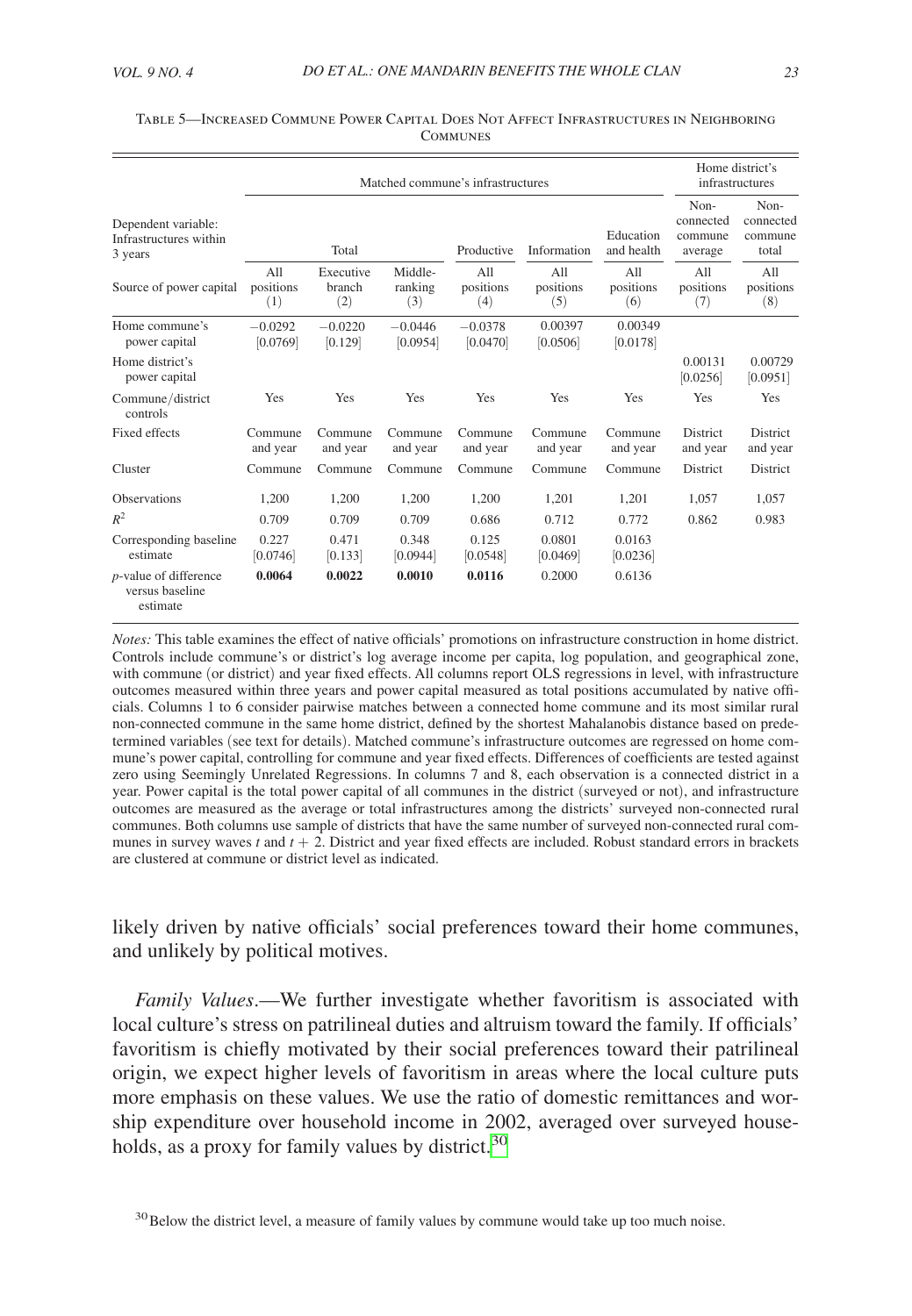Table 5—Increased Commune Power Capital Does Not Affect Infrastructures in Neighboring Communes

| | Matched commune's infrastructures | | | | | | Home district's infrastructures | |
|---|---|---|---|---|---|---|---|---|
| Dependent variable: Infrastructures within 3 years | Total | | | Productive | Information | Education and health | Non-connected commune average | Non-connected commune total |
| Source of power capital | All positions (1) | Executive branch (2) | Middle-ranking (3) | All positions (4) | All positions (5) | All positions (6) | All positions (7) | All positions (8) |
| Home commune's power capital | −0.0292 [0.0769] | −0.0220 [0.129] | −0.0446 [0.0954] | −0.0378 [0.0470] | 0.00397 [0.0506] | 0.00349 [0.0178] | | |
| Home district's power capital | | | | | | | 0.00131 [0.0256] | 0.00729 [0.0951] |
| Commune/district controls | Yes | Yes | Yes | Yes | Yes | Yes | Yes | Yes |
| Fixed effects | Commune and year | Commune and year | Commune and year | Commune and year | Commune and year | Commune and year | District and year | District and year |
| Cluster | Commune | Commune | Commune | Commune | Commune | Commune | District | District |
| Observations | 1,200 | 1,200 | 1,200 | 1,200 | 1,201 | 1,201 | 1,057 | 1,057 |
| $R^2$ | 0.709 | 0.709 | 0.709 | 0.686 | 0.712 | 0.772 | 0.862 | 0.983 |
| Corresponding baseline estimate | 0.227 [0.0746] | 0.471 [0.133] | 0.348 [0.0944] | 0.125 [0.0548] | 0.0801 [0.0469] | 0.0163 [0.0236] | | |
| *p*-value of difference versus baseline estimate | **0.0064** | **0.0022** | **0.0010** | **0.0116** | 0.2000 | 0.6136 | | |

*Notes:* This table examines the effect of native officials' promotions on infrastructure construction in home district. Controls include commune's or district's log average income per capita, log population, and geographical zone, with commune (or district) and year fixed effects. All columns report OLS regressions in level, with infrastructure outcomes measured within three years and power capital measured as total positions accumulated by native officials. Columns 1 to 6 consider pairwise matches between a connected home commune and its most similar rural non-connected commune in the same home district, defined by the shortest Mahalanobis distance based on predetermined variables (see text for details). Matched commune's infrastructure outcomes are regressed on home commune's power capital, controlling for commune and year fixed effects. Differences of coefficients are tested against zero using Seemingly Unrelated Regressions. In columns 7 and 8, each observation is a connected district in a year. Power capital is the total power capital of all communes in the district (surveyed or not), and infrastructure outcomes are measured as the average or total infrastructures among the districts' surveyed non-connected rural communes. Both columns use sample of districts that have the same number of surveyed non-connected rural communes in survey waves $t$ and $t + 2$. District and year fixed effects are included. Robust standard errors in brackets are clustered at commune or district level as indicated.

likely driven by native officials' social preferences toward their home communes, and unlikely by political motives.

*Family Values*.—We further investigate whether favoritism is associated with local culture's stress on patrilineal duties and altruism toward the family. If officials' favoritism is chiefly motivated by their social preferences toward their patrilineal origin, we expect higher levels of favoritism in areas where the local culture puts more emphasis on these values. We use the ratio of domestic remittances and worship expenditure over household income in 2002, averaged over surveyed households, as a proxy for family values by district.[30]

[30] Below the district level, a measure of family values by commune would take up too much noise.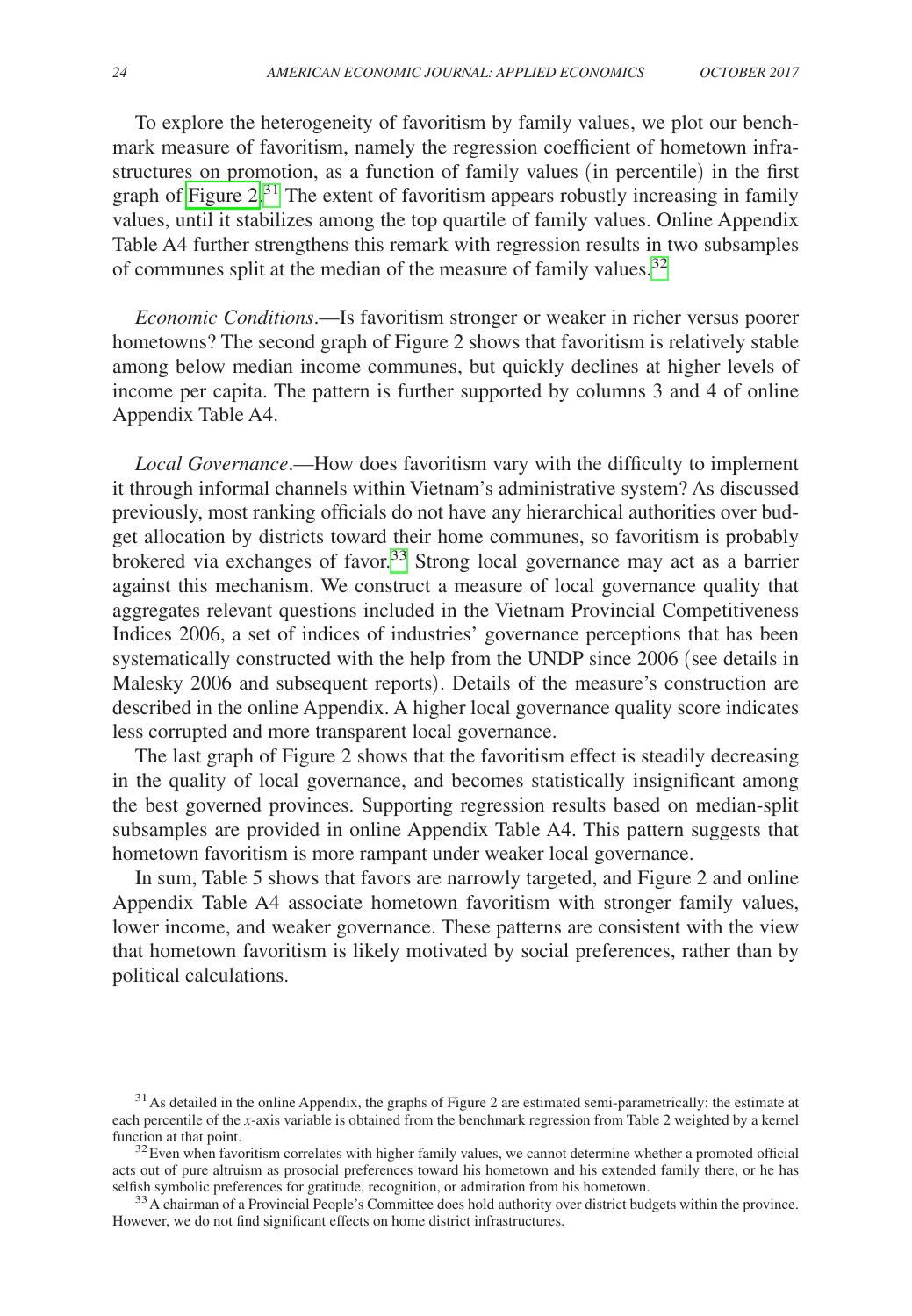To explore the heterogeneity of favoritism by family values, we plot our benchmark measure of favoritism, namely the regression coefficient of hometown infrastructures on promotion, as a function of family values (in percentile) in the first graph of Figure 2.[31] The extent of favoritism appears robustly increasing in family values, until it stabilizes among the top quartile of family values. Online Appendix Table A4 further strengthens this remark with regression results in two subsamples of communes split at the median of the measure of family values.[32]

*Economic Conditions*.—Is favoritism stronger or weaker in richer versus poorer hometowns? The second graph of Figure 2 shows that favoritism is relatively stable among below median income communes, but quickly declines at higher levels of income per capita. The pattern is further supported by columns 3 and 4 of online Appendix Table A4.

*Local Governance*.—How does favoritism vary with the difficulty to implement it through informal channels within Vietnam's administrative system? As discussed previously, most ranking officials do not have any hierarchical authorities over budget allocation by districts toward their home communes, so favoritism is probably brokered via exchanges of favor.[33] Strong local governance may act as a barrier against this mechanism. We construct a measure of local governance quality that aggregates relevant questions included in the Vietnam Provincial Competitiveness Indices 2006, a set of indices of industries' governance perceptions that has been systematically constructed with the help from the UNDP since 2006 (see details in Malesky 2006 and subsequent reports). Details of the measure's construction are described in the online Appendix. A higher local governance quality score indicates less corrupted and more transparent local governance.

The last graph of Figure 2 shows that the favoritism effect is steadily decreasing in the quality of local governance, and becomes statistically insignificant among the best governed provinces. Supporting regression results based on median-split subsamples are provided in online Appendix Table A4. This pattern suggests that hometown favoritism is more rampant under weaker local governance.

In sum, Table 5 shows that favors are narrowly targeted, and Figure 2 and online Appendix Table A4 associate hometown favoritism with stronger family values, lower income, and weaker governance. These patterns are consistent with the view that hometown favoritism is likely motivated by social preferences, rather than by political calculations.

[31] As detailed in the online Appendix, the graphs of Figure 2 are estimated semi-parametrically: the estimate at each percentile of the *x*-axis variable is obtained from the benchmark regression from Table 2 weighted by a kernel function at that point.

[32] Even when favoritism correlates with higher family values, we cannot determine whether a promoted official acts out of pure altruism as prosocial preferences toward his hometown and his extended family there, or he has selfish symbolic preferences for gratitude, recognition, or admiration from his hometown.

[33] A chairman of a Provincial People's Committee does hold authority over district budgets within the province. However, we do not find significant effects on home district infrastructures.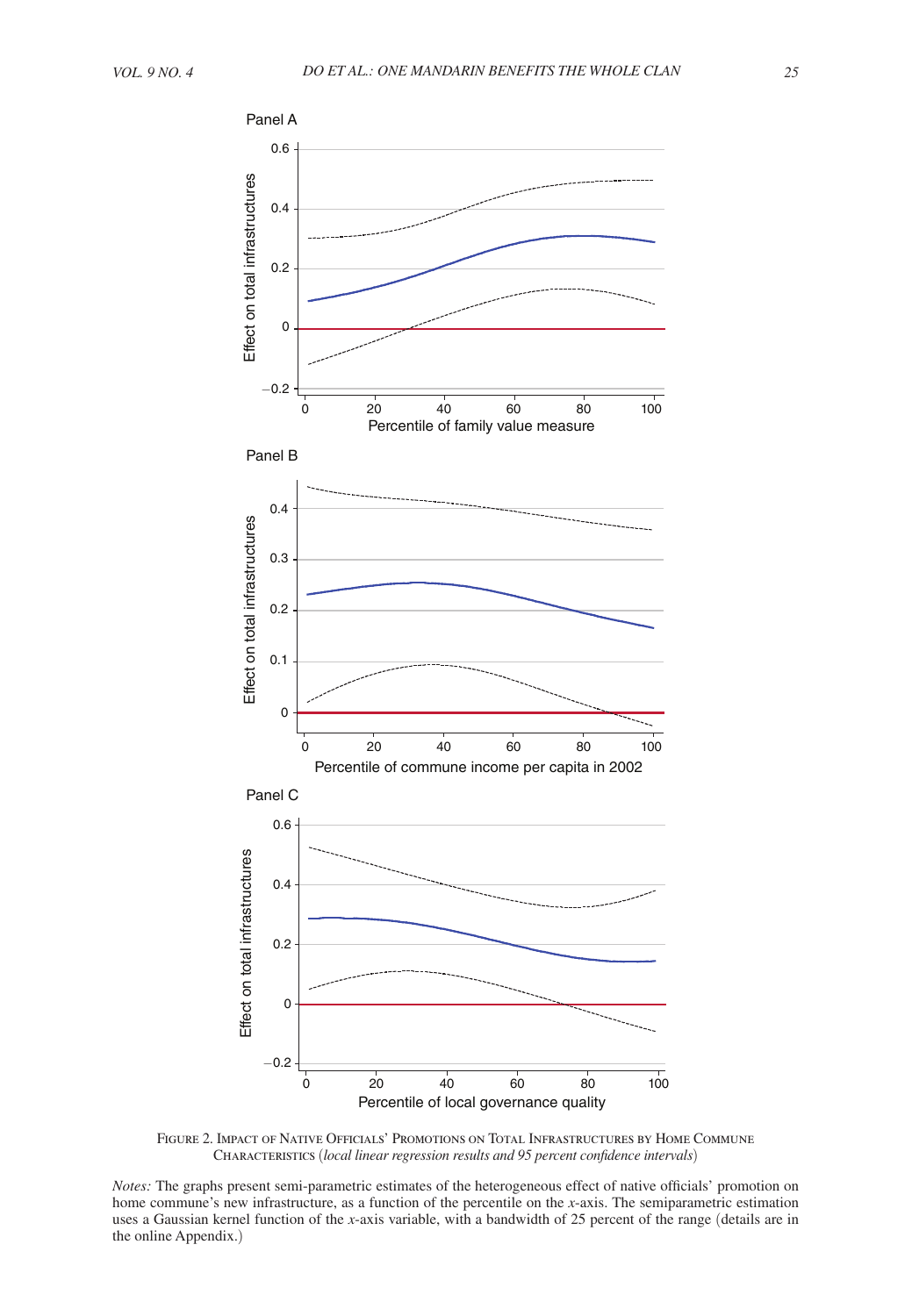Panel A

Panel B

Panel C

Figure 2. Impact of Native Officials' Promotions on Total Infrastructures by Home Commune Characteristics (*local linear regression results and 95 percent confidence intervals*)

*Notes:* The graphs present semi-parametric estimates of the heterogeneous effect of native officials' promotion on home commune's new infrastructure, as a function of the percentile on the *x*-axis. The semiparametric estimation uses a Gaussian kernel function of the *x*-axis variable, with a bandwidth of 25 percent of the range (details are in the online Appendix.)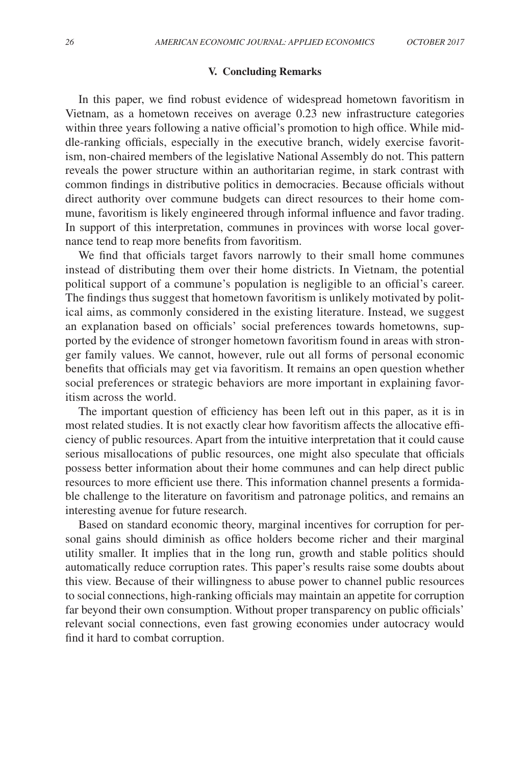## V. Concluding Remarks

In this paper, we find robust evidence of widespread hometown favoritism in Vietnam, as a hometown receives on average 0.23 new infrastructure categories within three years following a native official's promotion to high office. While middle-ranking officials, especially in the executive branch, widely exercise favoritism, non-chaired members of the legislative National Assembly do not. This pattern reveals the power structure within an authoritarian regime, in stark contrast with common findings in distributive politics in democracies. Because officials without direct authority over commune budgets can direct resources to their home commune, favoritism is likely engineered through informal influence and favor trading. In support of this interpretation, communes in provinces with worse local governance tend to reap more benefits from favoritism.

We find that officials target favors narrowly to their small home communes instead of distributing them over their home districts. In Vietnam, the potential political support of a commune's population is negligible to an official's career. The findings thus suggest that hometown favoritism is unlikely motivated by political aims, as commonly considered in the existing literature. Instead, we suggest an explanation based on officials' social preferences towards hometowns, supported by the evidence of stronger hometown favoritism found in areas with stronger family values. We cannot, however, rule out all forms of personal economic benefits that officials may get via favoritism. It remains an open question whether social preferences or strategic behaviors are more important in explaining favoritism across the world.

The important question of efficiency has been left out in this paper, as it is in most related studies. It is not exactly clear how favoritism affects the allocative efficiency of public resources. Apart from the intuitive interpretation that it could cause serious misallocations of public resources, one might also speculate that officials possess better information about their home communes and can help direct public resources to more efficient use there. This information channel presents a formidable challenge to the literature on favoritism and patronage politics, and remains an interesting avenue for future research.

Based on standard economic theory, marginal incentives for corruption for personal gains should diminish as office holders become richer and their marginal utility smaller. It implies that in the long run, growth and stable politics should automatically reduce corruption rates. This paper's results raise some doubts about this view. Because of their willingness to abuse power to channel public resources to social connections, high-ranking officials may maintain an appetite for corruption far beyond their own consumption. Without proper transparency on public officials' relevant social connections, even fast growing economies under autocracy would find it hard to combat corruption.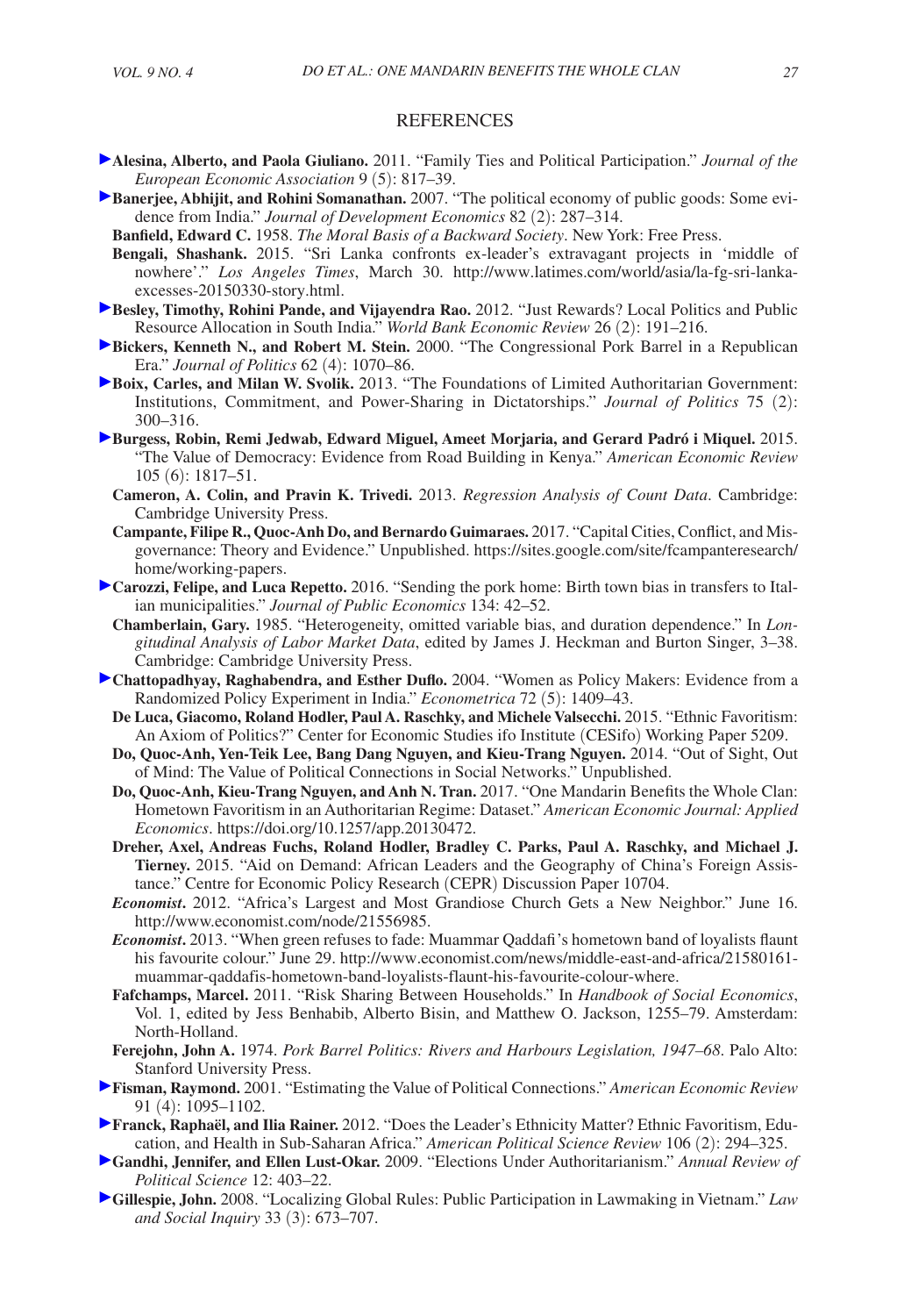## REFERENCES

**Alesina, Alberto, and Paola Giuliano.** 2011. "Family Ties and Political Participation." *Journal of the European Economic Association* 9 (5): 817–39.

**Banerjee, Abhijit, and Rohini Somanathan.** 2007. "The political economy of public goods: Some evidence from India." *Journal of Development Economics* 82 (2): 287–314.

**Banfield, Edward C.** 1958. *The Moral Basis of a Backward Society*. New York: Free Press.

**Bengali, Shashank.** 2015. "Sri Lanka confronts ex-leader's extravagant projects in 'middle of nowhere'." *Los Angeles Times*, March 30. http://www.latimes.com/world/asia/la-fg-sri-lanka-excesses-20150330-story.html.

**Besley, Timothy, Rohini Pande, and Vijayendra Rao.** 2012. "Just Rewards? Local Politics and Public Resource Allocation in South India." *World Bank Economic Review* 26 (2): 191–216.

**Bickers, Kenneth N., and Robert M. Stein.** 2000. "The Congressional Pork Barrel in a Republican Era." *Journal of Politics* 62 (4): 1070–86.

**Boix, Carles, and Milan W. Svolik.** 2013. "The Foundations of Limited Authoritarian Government: Institutions, Commitment, and Power-Sharing in Dictatorships." *Journal of Politics* 75 (2): 300–316.

**Burgess, Robin, Remi Jedwab, Edward Miguel, Ameet Morjaria, and Gerard Padró i Miquel.** 2015. "The Value of Democracy: Evidence from Road Building in Kenya." *American Economic Review* 105 (6): 1817–51.

**Cameron, A. Colin, and Pravin K. Trivedi.** 2013. *Regression Analysis of Count Data*. Cambridge: Cambridge University Press.

**Campante, Filipe R., Quoc-Anh Do, and Bernardo Guimaraes.** 2017. "Capital Cities, Conflict, and Misgovernance: Theory and Evidence." Unpublished. https://sites.google.com/site/fcampanteresearch/home/working-papers.

**Carozzi, Felipe, and Luca Repetto.** 2016. "Sending the pork home: Birth town bias in transfers to Italian municipalities." *Journal of Public Economics* 134: 42–52.

**Chamberlain, Gary.** 1985. "Heterogeneity, omitted variable bias, and duration dependence." In *Longitudinal Analysis of Labor Market Data*, edited by James J. Heckman and Burton Singer, 3–38. Cambridge: Cambridge University Press.

**Chattopadhyay, Raghabendra, and Esther Duflo.** 2004. "Women as Policy Makers: Evidence from a Randomized Policy Experiment in India." *Econometrica* 72 (5): 1409–43.

**De Luca, Giacomo, Roland Hodler, Paul A. Raschky, and Michele Valsecchi.** 2015. "Ethnic Favoritism: An Axiom of Politics?" Center for Economic Studies ifo Institute (CESifo) Working Paper 5209.

**Do, Quoc-Anh, Yen-Teik Lee, Bang Dang Nguyen, and Kieu-Trang Nguyen.** 2014. "Out of Sight, Out of Mind: The Value of Political Connections in Social Networks." Unpublished.

**Do, Quoc-Anh, Kieu-Trang Nguyen, and Anh N. Tran.** 2017. "One Mandarin Benefits the Whole Clan: Hometown Favoritism in an Authoritarian Regime: Dataset." *American Economic Journal: Applied Economics*. https://doi.org/10.1257/app.20130472.

**Dreher, Axel, Andreas Fuchs, Roland Hodler, Bradley C. Parks, Paul A. Raschky, and Michael J. Tierney.** 2015. "Aid on Demand: African Leaders and the Geography of China's Foreign Assistance." Centre for Economic Policy Research (CEPR) Discussion Paper 10704.

***Economist*.** 2012. "Africa's Largest and Most Grandiose Church Gets a New Neighbor." June 16. http://www.economist.com/node/21556985.

***Economist*.** 2013. "When green refuses to fade: Muammar Qaddafi's hometown band of loyalists flaunt his favourite colour." June 29. http://www.economist.com/news/middle-east-and-africa/21580161-muammar-qaddafis-hometown-band-loyalists-flaunt-his-favourite-colour-where.

**Fafchamps, Marcel.** 2011. "Risk Sharing Between Households." In *Handbook of Social Economics*, Vol. 1, edited by Jess Benhabib, Alberto Bisin, and Matthew O. Jackson, 1255–79. Amsterdam: North-Holland.

**Ferejohn, John A.** 1974. *Pork Barrel Politics: Rivers and Harbours Legislation, 1947–68*. Palo Alto: Stanford University Press.

**Fisman, Raymond.** 2001. "Estimating the Value of Political Connections." *American Economic Review* 91 (4): 1095–1102.

**Franck, Raphaël, and Ilia Rainer.** 2012. "Does the Leader's Ethnicity Matter? Ethnic Favoritism, Education, and Health in Sub-Saharan Africa." *American Political Science Review* 106 (2): 294–325.

**Gandhi, Jennifer, and Ellen Lust-Okar.** 2009. "Elections Under Authoritarianism." *Annual Review of Political Science* 12: 403–22.

**Gillespie, John.** 2008. "Localizing Global Rules: Public Participation in Lawmaking in Vietnam." *Law and Social Inquiry* 33 (3): 673–707.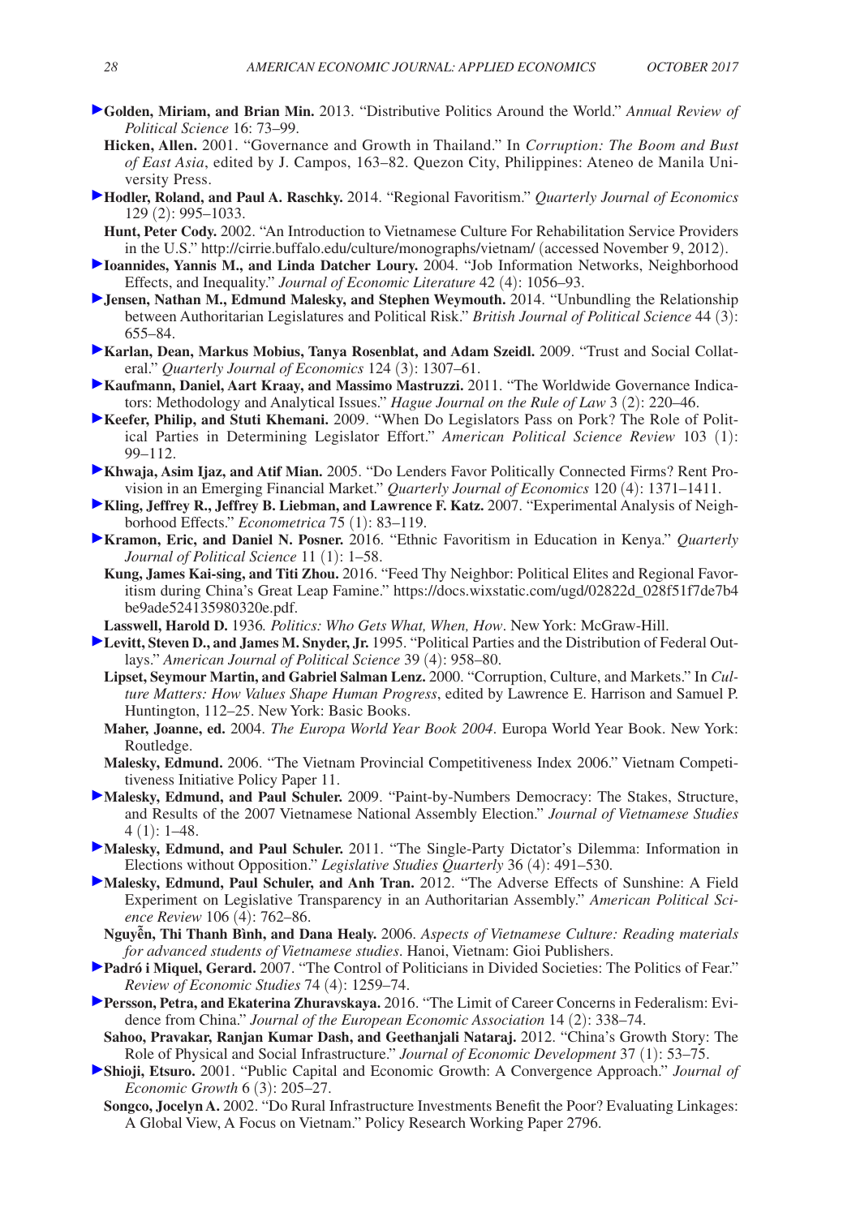**Golden, Miriam, and Brian Min.** 2013. "Distributive Politics Around the World." *Annual Review of Political Science* 16: 73–99.

**Hicken, Allen.** 2001. "Governance and Growth in Thailand." In *Corruption: The Boom and Bust of East Asia*, edited by J. Campos, 163–82. Quezon City, Philippines: Ateneo de Manila University Press.

**Hodler, Roland, and Paul A. Raschky.** 2014. "Regional Favoritism." *Quarterly Journal of Economics* 129 (2): 995–1033.

**Hunt, Peter Cody.** 2002. "An Introduction to Vietnamese Culture For Rehabilitation Service Providers in the U.S." http://cirrie.buffalo.edu/culture/monographs/vietnam/ (accessed November 9, 2012).

**Ioannides, Yannis M., and Linda Datcher Loury.** 2004. "Job Information Networks, Neighborhood Effects, and Inequality." *Journal of Economic Literature* 42 (4): 1056–93.

**Jensen, Nathan M., Edmund Malesky, and Stephen Weymouth.** 2014. "Unbundling the Relationship between Authoritarian Legislatures and Political Risk." *British Journal of Political Science* 44 (3): 655–84.

**Karlan, Dean, Markus Mobius, Tanya Rosenblat, and Adam Szeidl.** 2009. "Trust and Social Collateral." *Quarterly Journal of Economics* 124 (3): 1307–61.

**Kaufmann, Daniel, Aart Kraay, and Massimo Mastruzzi.** 2011. "The Worldwide Governance Indicators: Methodology and Analytical Issues." *Hague Journal on the Rule of Law* 3 (2): 220–46.

**Keefer, Philip, and Stuti Khemani.** 2009. "When Do Legislators Pass on Pork? The Role of Political Parties in Determining Legislator Effort." *American Political Science Review* 103 (1): 99–112.

**Khwaja, Asim Ijaz, and Atif Mian.** 2005. "Do Lenders Favor Politically Connected Firms? Rent Provision in an Emerging Financial Market." *Quarterly Journal of Economics* 120 (4): 1371–1411.

**Kling, Jeffrey R., Jeffrey B. Liebman, and Lawrence F. Katz.** 2007. "Experimental Analysis of Neighborhood Effects." *Econometrica* 75 (1): 83–119.

**Kramon, Eric, and Daniel N. Posner.** 2016. "Ethnic Favoritism in Education in Kenya." *Quarterly Journal of Political Science* 11 (1): 1–58.

**Kung, James Kai-sing, and Titi Zhou.** 2016. "Feed Thy Neighbor: Political Elites and Regional Favoritism during China's Great Leap Famine." https://docs.wixstatic.com/ugd/02822d_028f51f7de7b4be9ade524135980320e.pdf.

**Lasswell, Harold D.** 1936. *Politics: Who Gets What, When, How*. New York: McGraw-Hill.

**Levitt, Steven D., and James M. Snyder, Jr.** 1995. "Political Parties and the Distribution of Federal Outlays." *American Journal of Political Science* 39 (4): 958–80.

**Lipset, Seymour Martin, and Gabriel Salman Lenz.** 2000. "Corruption, Culture, and Markets." In *Culture Matters: How Values Shape Human Progress*, edited by Lawrence E. Harrison and Samuel P. Huntington, 112–25. New York: Basic Books.

**Maher, Joanne, ed.** 2004. *The Europa World Year Book 2004*. Europa World Year Book. New York: Routledge.

**Malesky, Edmund.** 2006. "The Vietnam Provincial Competitiveness Index 2006." Vietnam Competitiveness Initiative Policy Paper 11.

**Malesky, Edmund, and Paul Schuler.** 2009. "Paint-by-Numbers Democracy: The Stakes, Structure, and Results of the 2007 Vietnamese National Assembly Election." *Journal of Vietnamese Studies* 4 (1): 1–48.

**Malesky, Edmund, and Paul Schuler.** 2011. "The Single-Party Dictator's Dilemma: Information in Elections without Opposition." *Legislative Studies Quarterly* 36 (4): 491–530.

**Malesky, Edmund, Paul Schuler, and Anh Tran.** 2012. "The Adverse Effects of Sunshine: A Field Experiment on Legislative Transparency in an Authoritarian Assembly." *American Political Science Review* 106 (4): 762–86.

**Nguyễn, Thi Thanh Bình, and Dana Healy.** 2006. *Aspects of Vietnamese Culture: Reading materials for advanced students of Vietnamese studies*. Hanoi, Vietnam: Gioi Publishers.

**Padró i Miquel, Gerard.** 2007. "The Control of Politicians in Divided Societies: The Politics of Fear." *Review of Economic Studies* 74 (4): 1259–74.

**Persson, Petra, and Ekaterina Zhuravskaya.** 2016. "The Limit of Career Concerns in Federalism: Evidence from China." *Journal of the European Economic Association* 14 (2): 338–74.

**Sahoo, Pravakar, Ranjan Kumar Dash, and Geethanjali Nataraj.** 2012. "China's Growth Story: The Role of Physical and Social Infrastructure." *Journal of Economic Development* 37 (1): 53–75.

**Shioji, Etsuro.** 2001. "Public Capital and Economic Growth: A Convergence Approach." *Journal of Economic Growth* 6 (3): 205–27.

**Songco, Jocelyn A.** 2002. "Do Rural Infrastructure Investments Benefit the Poor? Evaluating Linkages: A Global View, A Focus on Vietnam." Policy Research Working Paper 2796.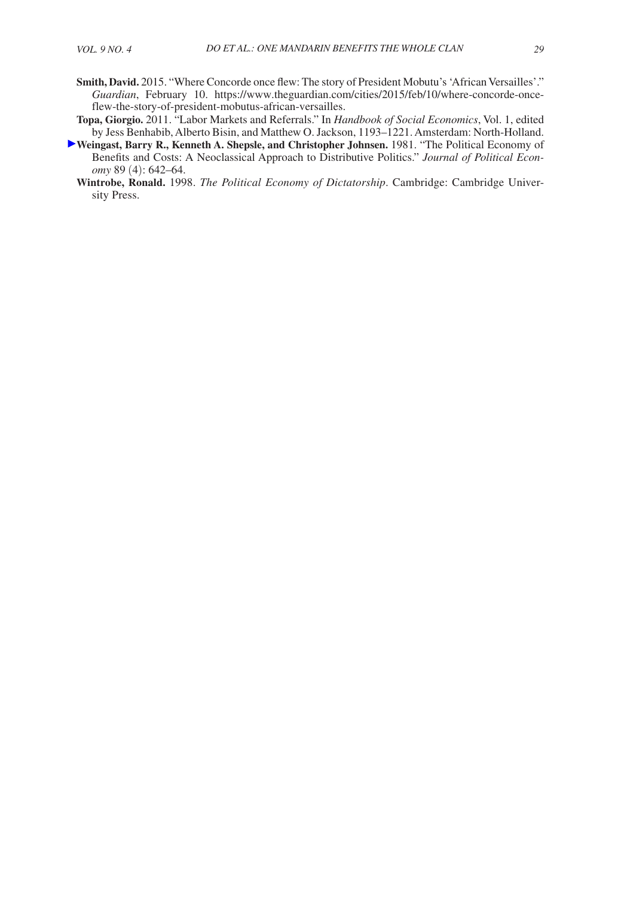**Smith, David.** 2015. "Where Concorde once flew: The story of President Mobutu's 'African Versailles'." *Guardian*, February 10. https://www.theguardian.com/cities/2015/feb/10/where-concorde-once-flew-the-story-of-president-mobutus-african-versailles.

**Topa, Giorgio.** 2011. "Labor Markets and Referrals." In *Handbook of Social Economics*, Vol. 1, edited by Jess Benhabib, Alberto Bisin, and Matthew O. Jackson, 1193–1221. Amsterdam: North-Holland.

**Weingast, Barry R., Kenneth A. Shepsle, and Christopher Johnsen.** 1981. "The Political Economy of Benefits and Costs: A Neoclassical Approach to Distributive Politics." *Journal of Political Economy* 89 (4): 642–64.

**Wintrobe, Ronald.** 1998. *The Political Economy of Dictatorship*. Cambridge: Cambridge University Press.